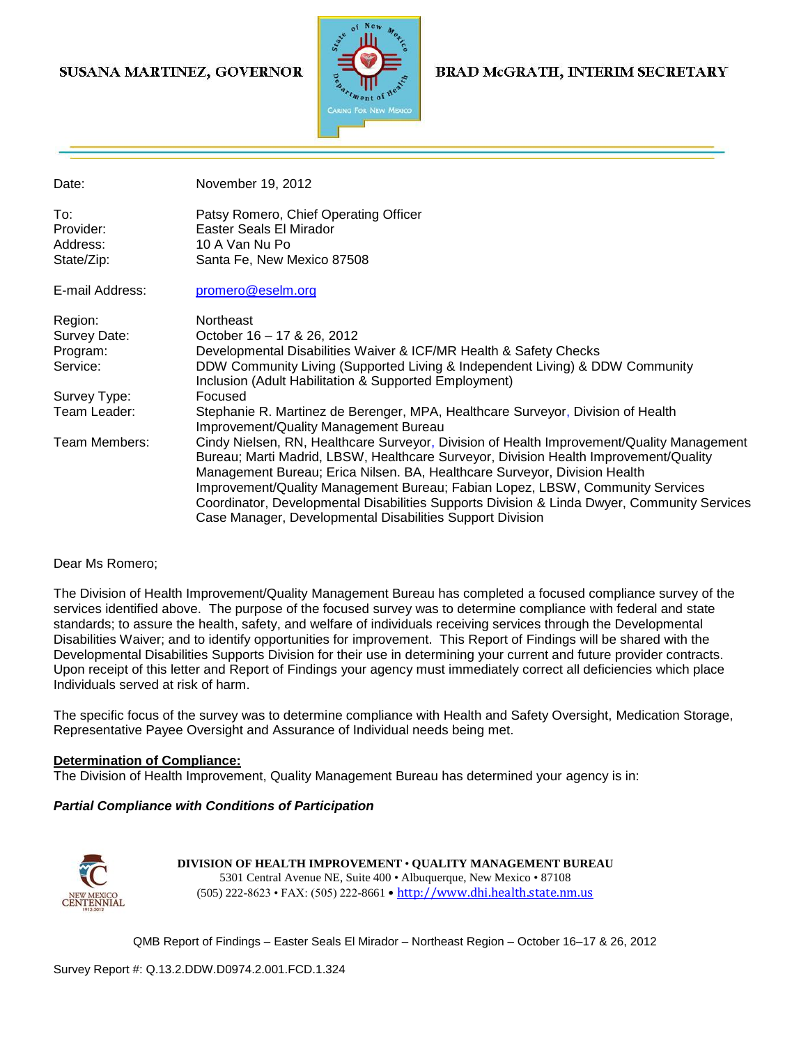SUSANA MARTINEZ, GOVERNOR

BRAD McGRATH, INTERIM SECRETARY

| | |
|---|---|
| Date: | November 19, 2012 |
| To: | Patsy Romero, Chief Operating Officer |
| Provider: | Easter Seals El Mirador |
| Address: | 10 A Van Nu Po |
| State/Zip: | Santa Fe, New Mexico 87508 |
| E-mail Address: | promero@eselm.org |
| Region: | Northeast |
| Survey Date: | October 16 – 17 & 26, 2012 |
| Program: | Developmental Disabilities Waiver & ICF/MR Health & Safety Checks |
| Service: | DDW Community Living (Supported Living & Independent Living) & DDW Community Inclusion (Adult Habilitation & Supported Employment) |
| Survey Type: | Focused |
| Team Leader: | Stephanie R. Martinez de Berenger, MPA, Healthcare Surveyor, Division of Health Improvement/Quality Management Bureau |
| Team Members: | Cindy Nielsen, RN, Healthcare Surveyor, Division of Health Improvement/Quality Management Bureau; Marti Madrid, LBSW, Healthcare Surveyor, Division Health Improvement/Quality Management Bureau; Erica Nilsen. BA, Healthcare Surveyor, Division Health Improvement/Quality Management Bureau; Fabian Lopez, LBSW, Community Services Coordinator, Developmental Disabilities Supports Division & Linda Dwyer, Community Services Case Manager, Developmental Disabilities Support Division |

Dear Ms Romero;

The Division of Health Improvement/Quality Management Bureau has completed a focused compliance survey of the services identified above. The purpose of the focused survey was to determine compliance with federal and state standards; to assure the health, safety, and welfare of individuals receiving services through the Developmental Disabilities Waiver; and to identify opportunities for improvement. This Report of Findings will be shared with the Developmental Disabilities Supports Division for their use in determining your current and future provider contracts. Upon receipt of this letter and Report of Findings your agency must immediately correct all deficiencies which place Individuals served at risk of harm.

The specific focus of the survey was to determine compliance with Health and Safety Oversight, Medication Storage, Representative Payee Oversight and Assurance of Individual needs being met.

**Determination of Compliance:**

The Division of Health Improvement, Quality Management Bureau has determined your agency is in:

***Partial Compliance with Conditions of Participation***

**DIVISION OF HEALTH IMPROVEMENT • QUALITY MANAGEMENT BUREAU**
5301 Central Avenue NE, Suite 400 • Albuquerque, New Mexico • 87108
(505) 222-8623 • FAX: (505) 222-8661 • http://www.dhi.health.state.nm.us

QMB Report of Findings – Easter Seals El Mirador – Northeast Region – October 16–17 & 26, 2012

Survey Report #: Q.13.2.DDW.D0974.2.001.FCD.1.324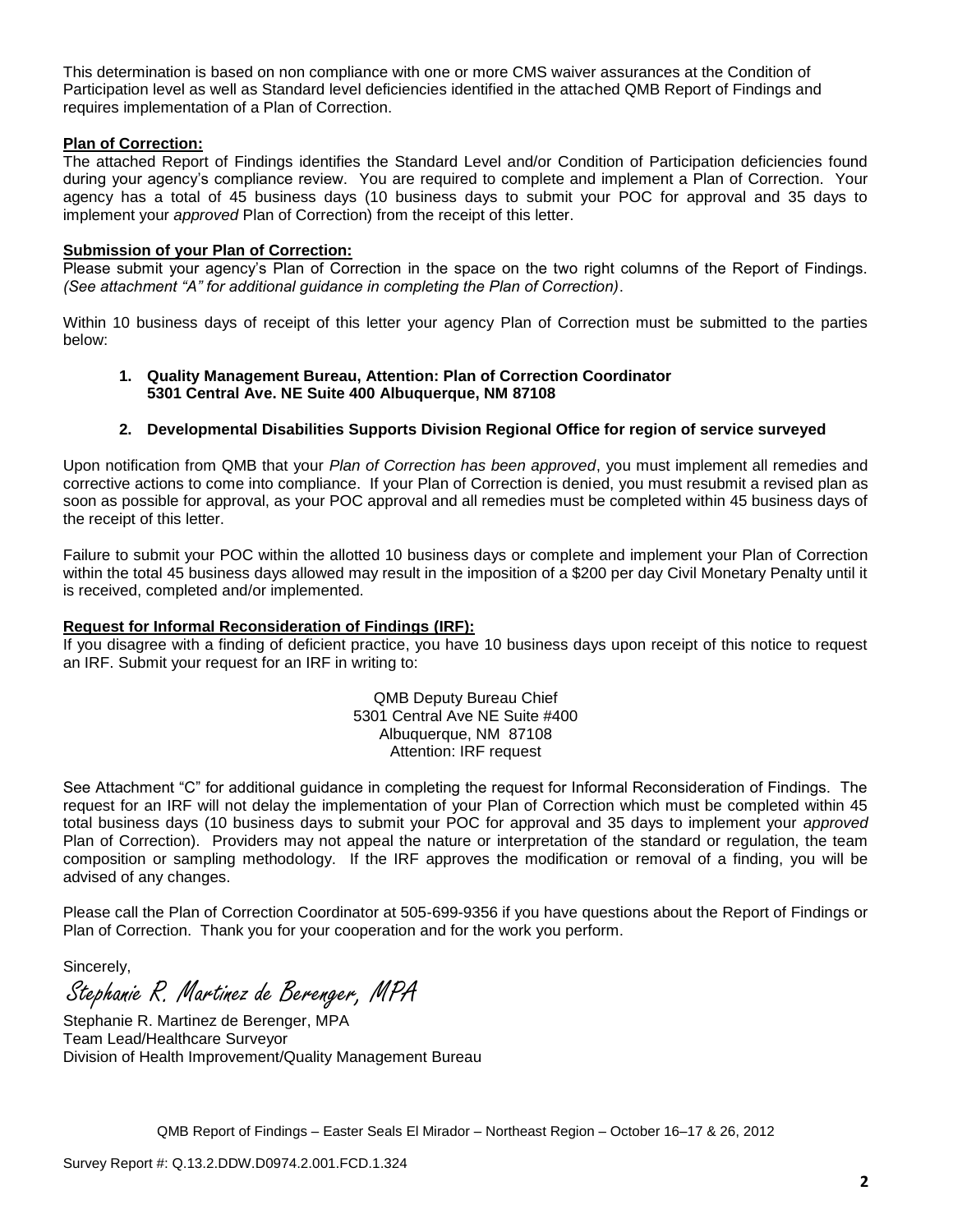This determination is based on non compliance with one or more CMS waiver assurances at the Condition of Participation level as well as Standard level deficiencies identified in the attached QMB Report of Findings and requires implementation of a Plan of Correction.

**Plan of Correction:**

The attached Report of Findings identifies the Standard Level and/or Condition of Participation deficiencies found during your agency's compliance review. You are required to complete and implement a Plan of Correction. Your agency has a total of 45 business days (10 business days to submit your POC for approval and 35 days to implement your *approved* Plan of Correction) from the receipt of this letter.

**Submission of your Plan of Correction:**

Please submit your agency's Plan of Correction in the space on the two right columns of the Report of Findings. *(See attachment "A" for additional guidance in completing the Plan of Correction)*.

Within 10 business days of receipt of this letter your agency Plan of Correction must be submitted to the parties below:

1. **Quality Management Bureau, Attention: Plan of Correction Coordinator 5301 Central Ave. NE Suite 400 Albuquerque, NM 87108**
2. **Developmental Disabilities Supports Division Regional Office for region of service surveyed**

Upon notification from QMB that your *Plan of Correction has been approved*, you must implement all remedies and corrective actions to come into compliance. If your Plan of Correction is denied, you must resubmit a revised plan as soon as possible for approval, as your POC approval and all remedies must be completed within 45 business days of the receipt of this letter.

Failure to submit your POC within the allotted 10 business days or complete and implement your Plan of Correction within the total 45 business days allowed may result in the imposition of a $200 per day Civil Monetary Penalty until it is received, completed and/or implemented.

**Request for Informal Reconsideration of Findings (IRF):**

If you disagree with a finding of deficient practice, you have 10 business days upon receipt of this notice to request an IRF. Submit your request for an IRF in writing to:

QMB Deputy Bureau Chief
5301 Central Ave NE Suite #400
Albuquerque, NM 87108
Attention: IRF request

See Attachment "C" for additional guidance in completing the request for Informal Reconsideration of Findings. The request for an IRF will not delay the implementation of your Plan of Correction which must be completed within 45 total business days (10 business days to submit your POC for approval and 35 days to implement your *approved* Plan of Correction). Providers may not appeal the nature or interpretation of the standard or regulation, the team composition or sampling methodology. If the IRF approves the modification or removal of a finding, you will be advised of any changes.

Please call the Plan of Correction Coordinator at 505-699-9356 if you have questions about the Report of Findings or Plan of Correction. Thank you for your cooperation and for the work you perform.

Sincerely,

*Stephanie R. Martinez de Berenger, MPA*

Stephanie R. Martinez de Berenger, MPA
Team Lead/Healthcare Surveyor
Division of Health Improvement/Quality Management Bureau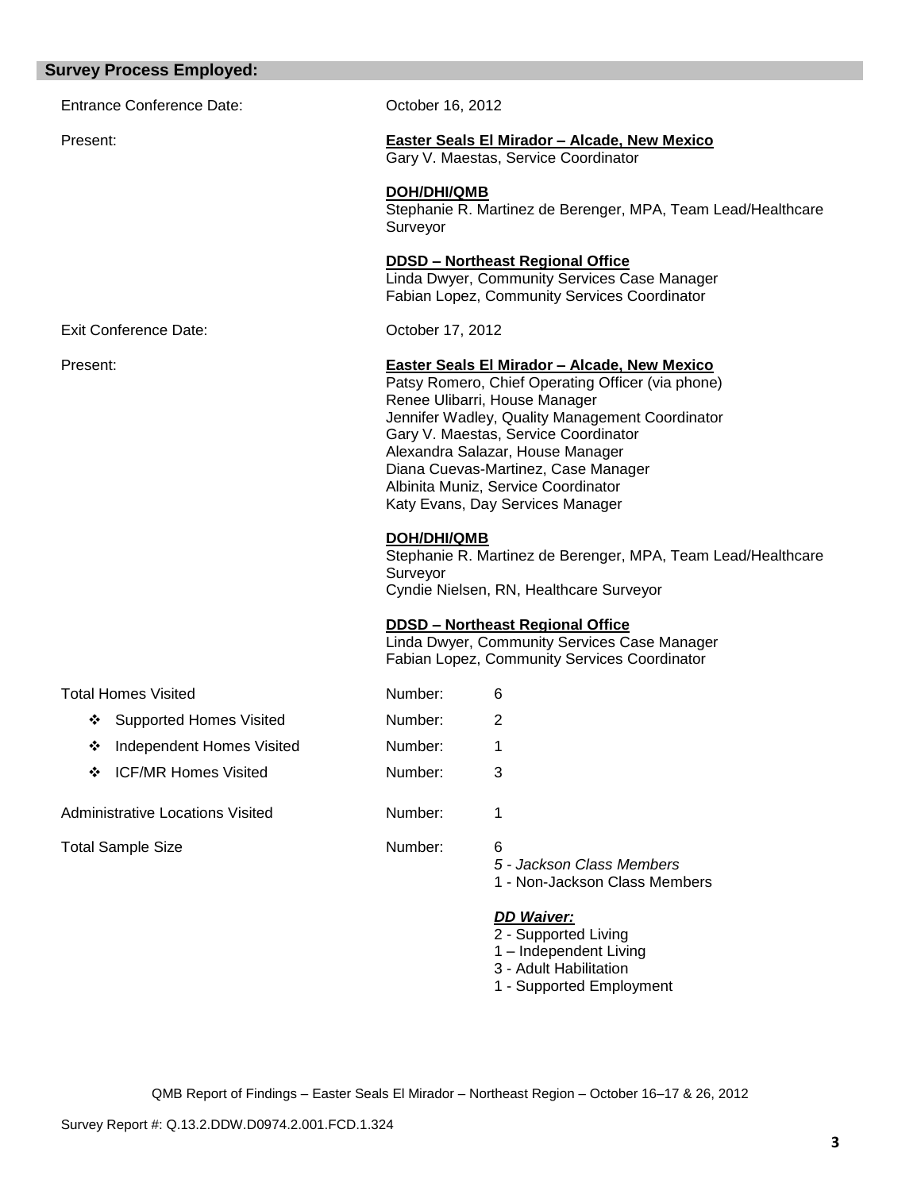## Survey Process Employed:

Entrance Conference Date: October 16, 2012

Present:

**Easter Seals El Mirador – Alcade, New Mexico**
Gary V. Maestas, Service Coordinator

**DOH/DHI/QMB**
Stephanie R. Martinez de Berenger, MPA, Team Lead/Healthcare Surveyor

**DDSD – Northeast Regional Office**
Linda Dwyer, Community Services Case Manager
Fabian Lopez, Community Services Coordinator

Exit Conference Date: October 17, 2012

Present:

**Easter Seals El Mirador – Alcade, New Mexico**
Patsy Romero, Chief Operating Officer (via phone)
Renee Ulibarri, House Manager
Jennifer Wadley, Quality Management Coordinator
Gary V. Maestas, Service Coordinator
Alexandra Salazar, House Manager
Diana Cuevas-Martinez, Case Manager
Albinita Muniz, Service Coordinator
Katy Evans, Day Services Manager

**DOH/DHI/QMB**
Stephanie R. Martinez de Berenger, MPA, Team Lead/Healthcare Surveyor
Cyndie Nielsen, RN, Healthcare Surveyor

**DDSD – Northeast Regional Office**
Linda Dwyer, Community Services Case Manager
Fabian Lopez, Community Services Coordinator

Total Homes Visited — Number: 6

- Supported Homes Visited — Number: 2
- Independent Homes Visited — Number: 1
- ICF/MR Homes Visited — Number: 3

Administrative Locations Visited — Number: 1

Total Sample Size — Number: 6

*5 - Jackson Class Members*
1 - Non-Jackson Class Members

***DD Waiver:***
2 - Supported Living
1 – Independent Living
3 - Adult Habilitation
1 - Supported Employment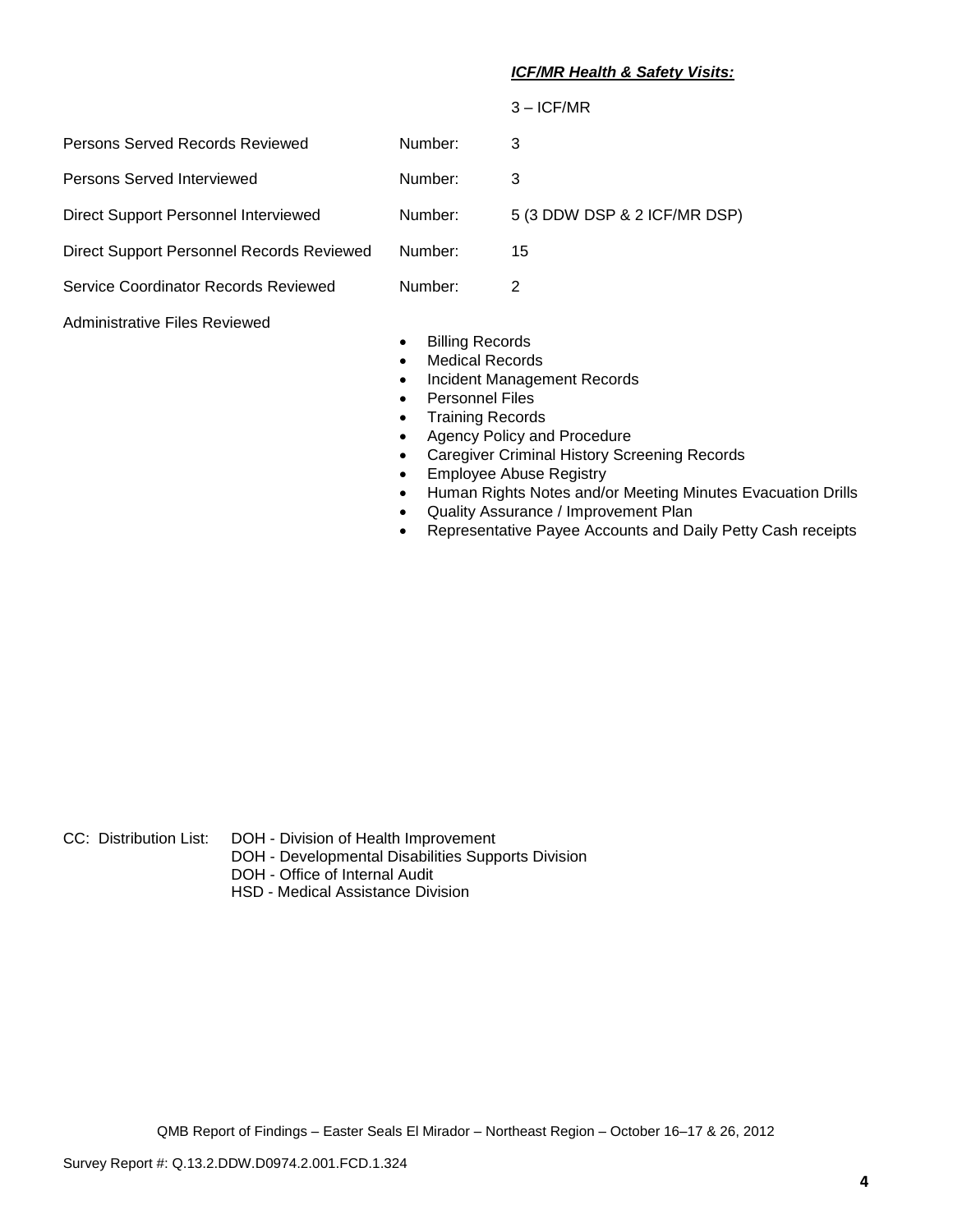***ICF/MR Health & Safety Visits:***

3 – ICF/MR

| | | |
|---|---|---|
| Persons Served Records Reviewed | Number: | 3 |
| Persons Served Interviewed | Number: | 3 |
| Direct Support Personnel Interviewed | Number: | 5 (3 DDW DSP & 2 ICF/MR DSP) |
| Direct Support Personnel Records Reviewed | Number: | 15 |
| Service Coordinator Records Reviewed | Number: | 2 |

Administrative Files Reviewed

- Billing Records
- Medical Records
- Incident Management Records
- Personnel Files
- Training Records
- Agency Policy and Procedure
- Caregiver Criminal History Screening Records
- Employee Abuse Registry
- Human Rights Notes and/or Meeting Minutes Evacuation Drills
- Quality Assurance / Improvement Plan
- Representative Payee Accounts and Daily Petty Cash receipts

CC: Distribution List: DOH - Division of Health Improvement
DOH - Developmental Disabilities Supports Division
DOH - Office of Internal Audit
HSD - Medical Assistance Division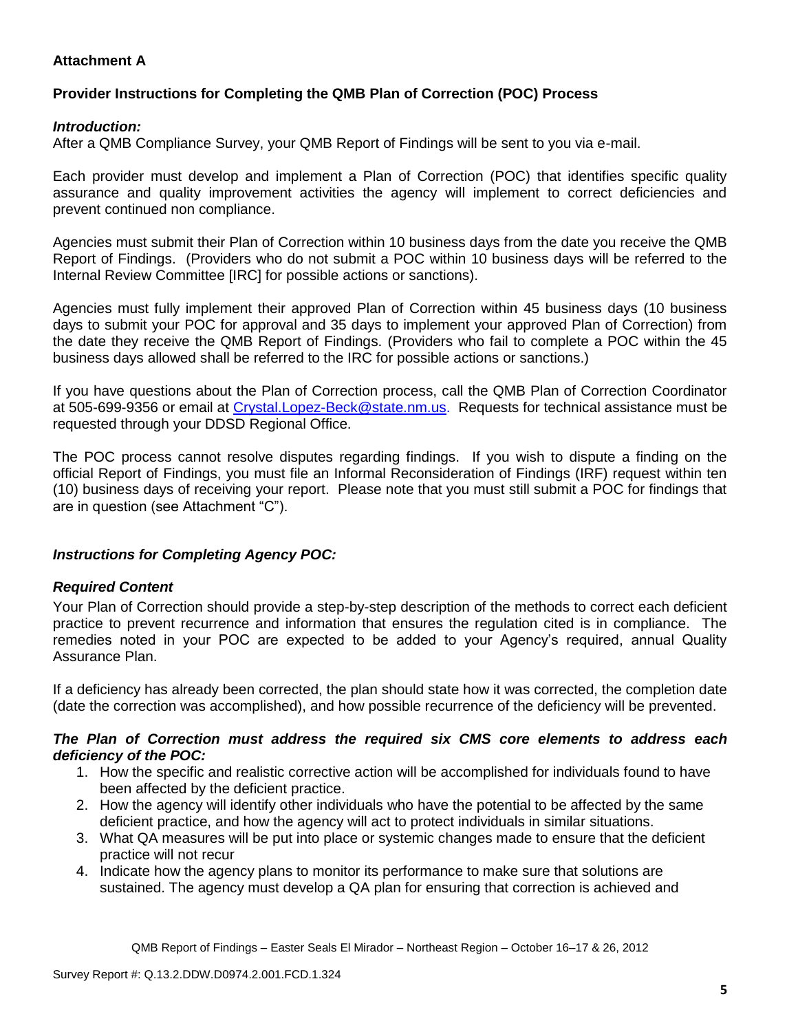**Attachment A**

**Provider Instructions for Completing the QMB Plan of Correction (POC) Process**

***Introduction:***

After a QMB Compliance Survey, your QMB Report of Findings will be sent to you via e-mail.

Each provider must develop and implement a Plan of Correction (POC) that identifies specific quality assurance and quality improvement activities the agency will implement to correct deficiencies and prevent continued non compliance.

Agencies must submit their Plan of Correction within 10 business days from the date you receive the QMB Report of Findings. (Providers who do not submit a POC within 10 business days will be referred to the Internal Review Committee [IRC] for possible actions or sanctions).

Agencies must fully implement their approved Plan of Correction within 45 business days (10 business days to submit your POC for approval and 35 days to implement your approved Plan of Correction) from the date they receive the QMB Report of Findings. (Providers who fail to complete a POC within the 45 business days allowed shall be referred to the IRC for possible actions or sanctions.)

If you have questions about the Plan of Correction process, call the QMB Plan of Correction Coordinator at 505-699-9356 or email at Crystal.Lopez-Beck@state.nm.us. Requests for technical assistance must be requested through your DDSD Regional Office.

The POC process cannot resolve disputes regarding findings. If you wish to dispute a finding on the official Report of Findings, you must file an Informal Reconsideration of Findings (IRF) request within ten (10) business days of receiving your report. Please note that you must still submit a POC for findings that are in question (see Attachment "C").

***Instructions for Completing Agency POC:***

***Required Content***

Your Plan of Correction should provide a step-by-step description of the methods to correct each deficient practice to prevent recurrence and information that ensures the regulation cited is in compliance. The remedies noted in your POC are expected to be added to your Agency's required, annual Quality Assurance Plan.

If a deficiency has already been corrected, the plan should state how it was corrected, the completion date (date the correction was accomplished), and how possible recurrence of the deficiency will be prevented.

***The Plan of Correction must address the required six CMS core elements to address each deficiency of the POC:***

1. How the specific and realistic corrective action will be accomplished for individuals found to have been affected by the deficient practice.
2. How the agency will identify other individuals who have the potential to be affected by the same deficient practice, and how the agency will act to protect individuals in similar situations.
3. What QA measures will be put into place or systemic changes made to ensure that the deficient practice will not recur
4. Indicate how the agency plans to monitor its performance to make sure that solutions are sustained. The agency must develop a QA plan for ensuring that correction is achieved and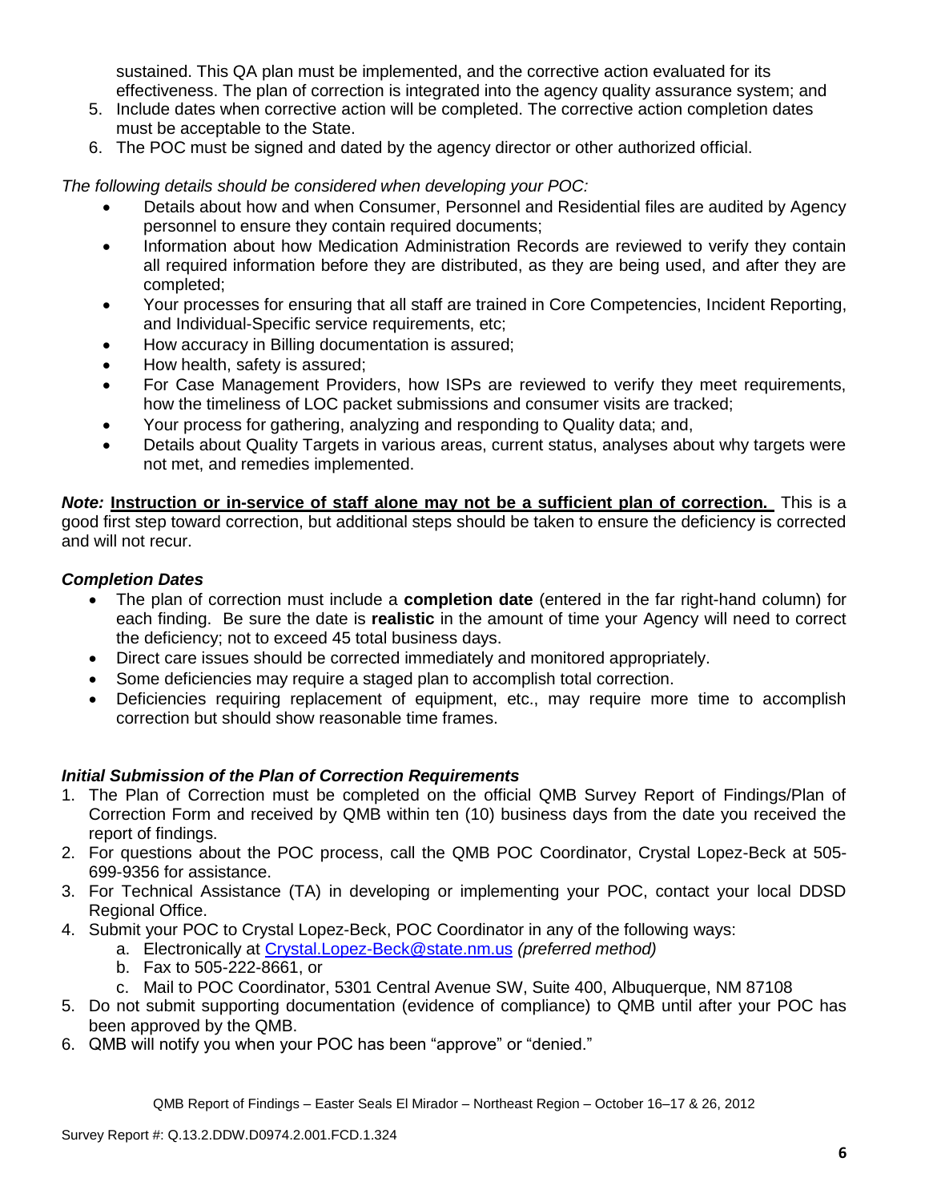sustained. This QA plan must be implemented, and the corrective action evaluated for its effectiveness. The plan of correction is integrated into the agency quality assurance system; and

5. Include dates when corrective action will be completed. The corrective action completion dates must be acceptable to the State.
6. The POC must be signed and dated by the agency director or other authorized official.

*The following details should be considered when developing your POC:*

- Details about how and when Consumer, Personnel and Residential files are audited by Agency personnel to ensure they contain required documents;
- Information about how Medication Administration Records are reviewed to verify they contain all required information before they are distributed, as they are being used, and after they are completed;
- Your processes for ensuring that all staff are trained in Core Competencies, Incident Reporting, and Individual-Specific service requirements, etc;
- How accuracy in Billing documentation is assured;
- How health, safety is assured;
- For Case Management Providers, how ISPs are reviewed to verify they meet requirements, how the timeliness of LOC packet submissions and consumer visits are tracked;
- Your process for gathering, analyzing and responding to Quality data; and,
- Details about Quality Targets in various areas, current status, analyses about why targets were not met, and remedies implemented.

***Note:*** **Instruction or in-service of staff alone may not be a sufficient plan of correction.** This is a good first step toward correction, but additional steps should be taken to ensure the deficiency is corrected and will not recur.

### *Completion Dates*

- The plan of correction must include a **completion date** (entered in the far right-hand column) for each finding. Be sure the date is **realistic** in the amount of time your Agency will need to correct the deficiency; not to exceed 45 total business days.
- Direct care issues should be corrected immediately and monitored appropriately.
- Some deficiencies may require a staged plan to accomplish total correction.
- Deficiencies requiring replacement of equipment, etc., may require more time to accomplish correction but should show reasonable time frames.

### *Initial Submission of the Plan of Correction Requirements*

1. The Plan of Correction must be completed on the official QMB Survey Report of Findings/Plan of Correction Form and received by QMB within ten (10) business days from the date you received the report of findings.
2. For questions about the POC process, call the QMB POC Coordinator, Crystal Lopez-Beck at 505-699-9356 for assistance.
3. For Technical Assistance (TA) in developing or implementing your POC, contact your local DDSD Regional Office.
4. Submit your POC to Crystal Lopez-Beck, POC Coordinator in any of the following ways:
   a. Electronically at Crystal.Lopez-Beck@state.nm.us *(preferred method)*
   b. Fax to 505-222-8661, or
   c. Mail to POC Coordinator, 5301 Central Avenue SW, Suite 400, Albuquerque, NM 87108
5. Do not submit supporting documentation (evidence of compliance) to QMB until after your POC has been approved by the QMB.
6. QMB will notify you when your POC has been "approve" or "denied."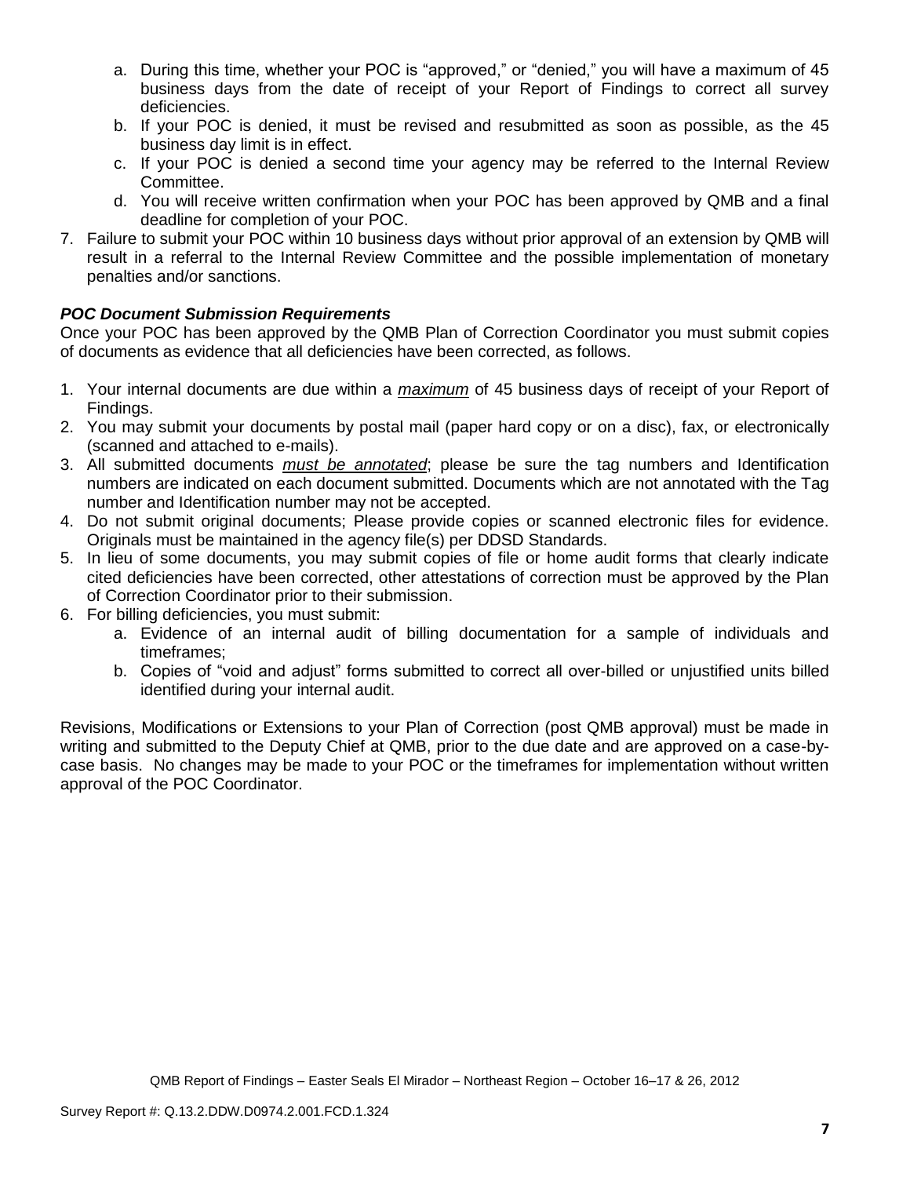a. During this time, whether your POC is "approved," or "denied," you will have a maximum of 45 business days from the date of receipt of your Report of Findings to correct all survey deficiencies.
   b. If your POC is denied, it must be revised and resubmitted as soon as possible, as the 45 business day limit is in effect.
   c. If your POC is denied a second time your agency may be referred to the Internal Review Committee.
   d. You will receive written confirmation when your POC has been approved by QMB and a final deadline for completion of your POC.
7. Failure to submit your POC within 10 business days without prior approval of an extension by QMB will result in a referral to the Internal Review Committee and the possible implementation of monetary penalties and/or sanctions.

***POC Document Submission Requirements***

Once your POC has been approved by the QMB Plan of Correction Coordinator you must submit copies of documents as evidence that all deficiencies have been corrected, as follows.

1. Your internal documents are due within a *maximum* of 45 business days of receipt of your Report of Findings.
2. You may submit your documents by postal mail (paper hard copy or on a disc), fax, or electronically (scanned and attached to e-mails).
3. All submitted documents *must be annotated*; please be sure the tag numbers and Identification numbers are indicated on each document submitted. Documents which are not annotated with the Tag number and Identification number may not be accepted.
4. Do not submit original documents; Please provide copies or scanned electronic files for evidence. Originals must be maintained in the agency file(s) per DDSD Standards.
5. In lieu of some documents, you may submit copies of file or home audit forms that clearly indicate cited deficiencies have been corrected, other attestations of correction must be approved by the Plan of Correction Coordinator prior to their submission.
6. For billing deficiencies, you must submit:
   a. Evidence of an internal audit of billing documentation for a sample of individuals and timeframes;
   b. Copies of "void and adjust" forms submitted to correct all over-billed or unjustified units billed identified during your internal audit.

Revisions, Modifications or Extensions to your Plan of Correction (post QMB approval) must be made in writing and submitted to the Deputy Chief at QMB, prior to the due date and are approved on a case-by-case basis. No changes may be made to your POC or the timeframes for implementation without written approval of the POC Coordinator.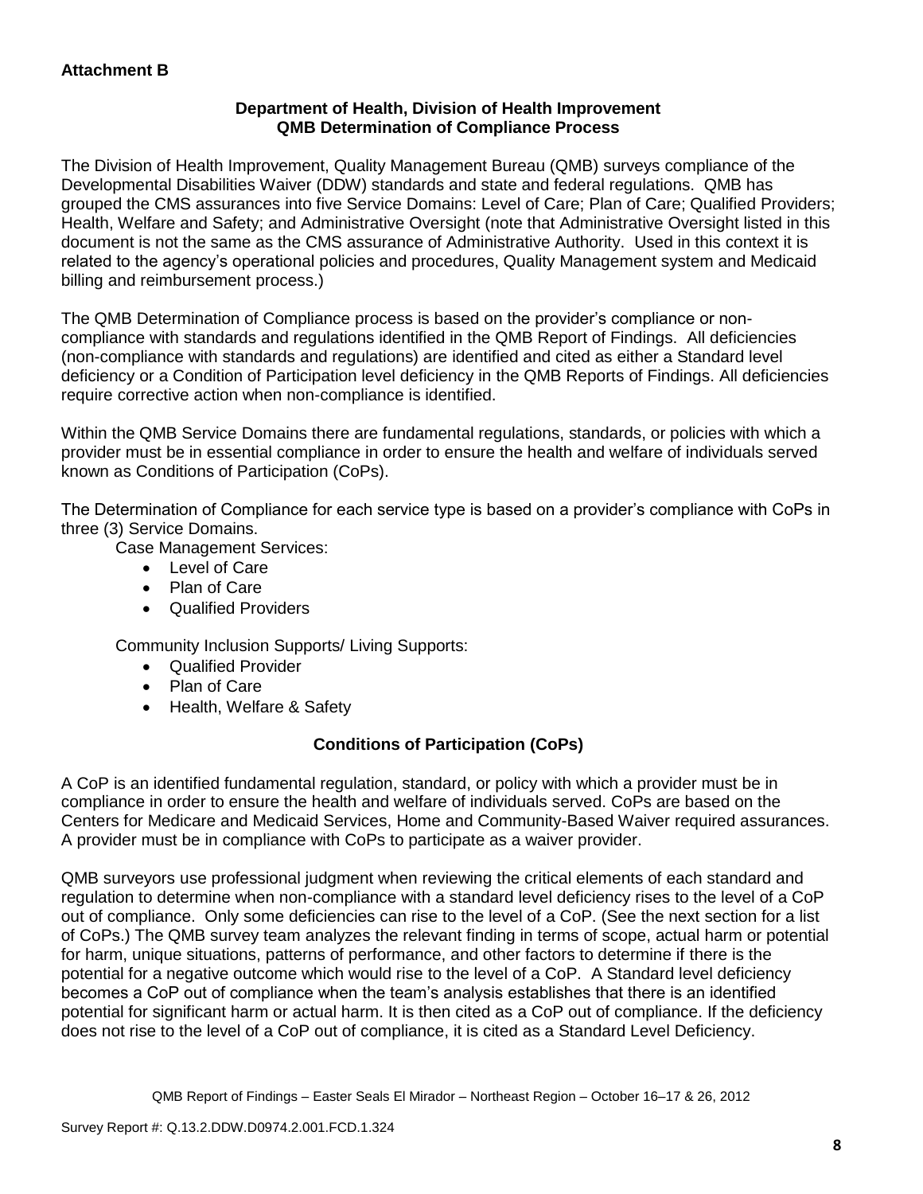**Attachment B**

**Department of Health, Division of Health Improvement**
**QMB Determination of Compliance Process**

The Division of Health Improvement, Quality Management Bureau (QMB) surveys compliance of the Developmental Disabilities Waiver (DDW) standards and state and federal regulations. QMB has grouped the CMS assurances into five Service Domains: Level of Care; Plan of Care; Qualified Providers; Health, Welfare and Safety; and Administrative Oversight (note that Administrative Oversight listed in this document is not the same as the CMS assurance of Administrative Authority. Used in this context it is related to the agency's operational policies and procedures, Quality Management system and Medicaid billing and reimbursement process.)

The QMB Determination of Compliance process is based on the provider's compliance or non-compliance with standards and regulations identified in the QMB Report of Findings. All deficiencies (non-compliance with standards and regulations) are identified and cited as either a Standard level deficiency or a Condition of Participation level deficiency in the QMB Reports of Findings. All deficiencies require corrective action when non-compliance is identified.

Within the QMB Service Domains there are fundamental regulations, standards, or policies with which a provider must be in essential compliance in order to ensure the health and welfare of individuals served known as Conditions of Participation (CoPs).

The Determination of Compliance for each service type is based on a provider's compliance with CoPs in three (3) Service Domains.

Case Management Services:

- Level of Care
- Plan of Care
- Qualified Providers

Community Inclusion Supports/ Living Supports:

- Qualified Provider
- Plan of Care
- Health, Welfare & Safety

**Conditions of Participation (CoPs)**

A CoP is an identified fundamental regulation, standard, or policy with which a provider must be in compliance in order to ensure the health and welfare of individuals served. CoPs are based on the Centers for Medicare and Medicaid Services, Home and Community-Based Waiver required assurances. A provider must be in compliance with CoPs to participate as a waiver provider.

QMB surveyors use professional judgment when reviewing the critical elements of each standard and regulation to determine when non-compliance with a standard level deficiency rises to the level of a CoP out of compliance. Only some deficiencies can rise to the level of a CoP. (See the next section for a list of CoPs.) The QMB survey team analyzes the relevant finding in terms of scope, actual harm or potential for harm, unique situations, patterns of performance, and other factors to determine if there is the potential for a negative outcome which would rise to the level of a CoP. A Standard level deficiency becomes a CoP out of compliance when the team's analysis establishes that there is an identified potential for significant harm or actual harm. It is then cited as a CoP out of compliance. If the deficiency does not rise to the level of a CoP out of compliance, it is cited as a Standard Level Deficiency.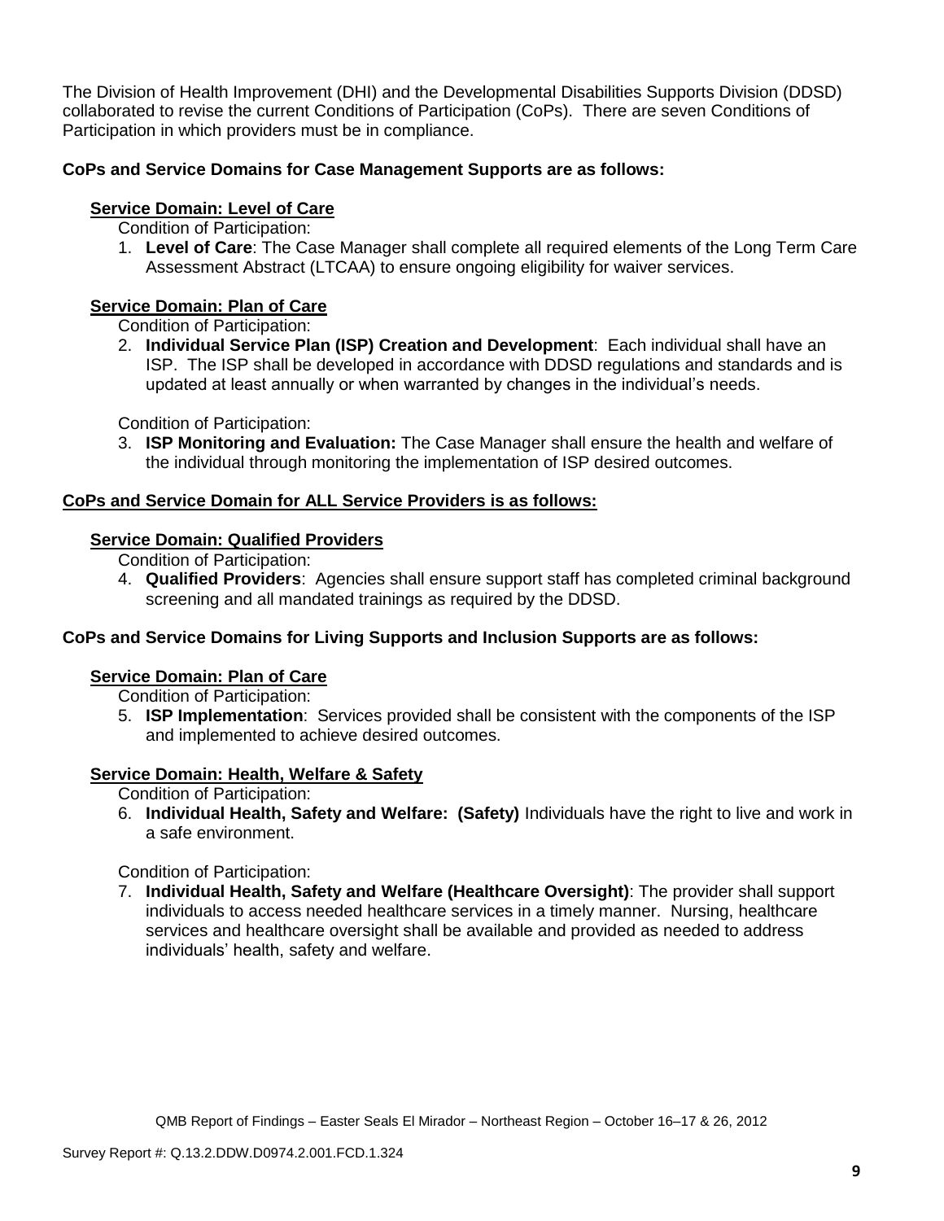The Division of Health Improvement (DHI) and the Developmental Disabilities Supports Division (DDSD) collaborated to revise the current Conditions of Participation (CoPs). There are seven Conditions of Participation in which providers must be in compliance.

**CoPs and Service Domains for Case Management Supports are as follows:**

**Service Domain: Level of Care**

Condition of Participation:

1. **Level of Care**: The Case Manager shall complete all required elements of the Long Term Care Assessment Abstract (LTCAA) to ensure ongoing eligibility for waiver services.

**Service Domain: Plan of Care**

Condition of Participation:

2. **Individual Service Plan (ISP) Creation and Development**: Each individual shall have an ISP. The ISP shall be developed in accordance with DDSD regulations and standards and is updated at least annually or when warranted by changes in the individual's needs.

Condition of Participation:

3. **ISP Monitoring and Evaluation:** The Case Manager shall ensure the health and welfare of the individual through monitoring the implementation of ISP desired outcomes.

**CoPs and Service Domain for ALL Service Providers is as follows:**

**Service Domain: Qualified Providers**

Condition of Participation:

4. **Qualified Providers**: Agencies shall ensure support staff has completed criminal background screening and all mandated trainings as required by the DDSD.

**CoPs and Service Domains for Living Supports and Inclusion Supports are as follows:**

**Service Domain: Plan of Care**

Condition of Participation:

5. **ISP Implementation**: Services provided shall be consistent with the components of the ISP and implemented to achieve desired outcomes.

**Service Domain: Health, Welfare & Safety**

Condition of Participation:

6. **Individual Health, Safety and Welfare: (Safety)** Individuals have the right to live and work in a safe environment.

Condition of Participation:

7. **Individual Health, Safety and Welfare (Healthcare Oversight)**: The provider shall support individuals to access needed healthcare services in a timely manner. Nursing, healthcare services and healthcare oversight shall be available and provided as needed to address individuals' health, safety and welfare.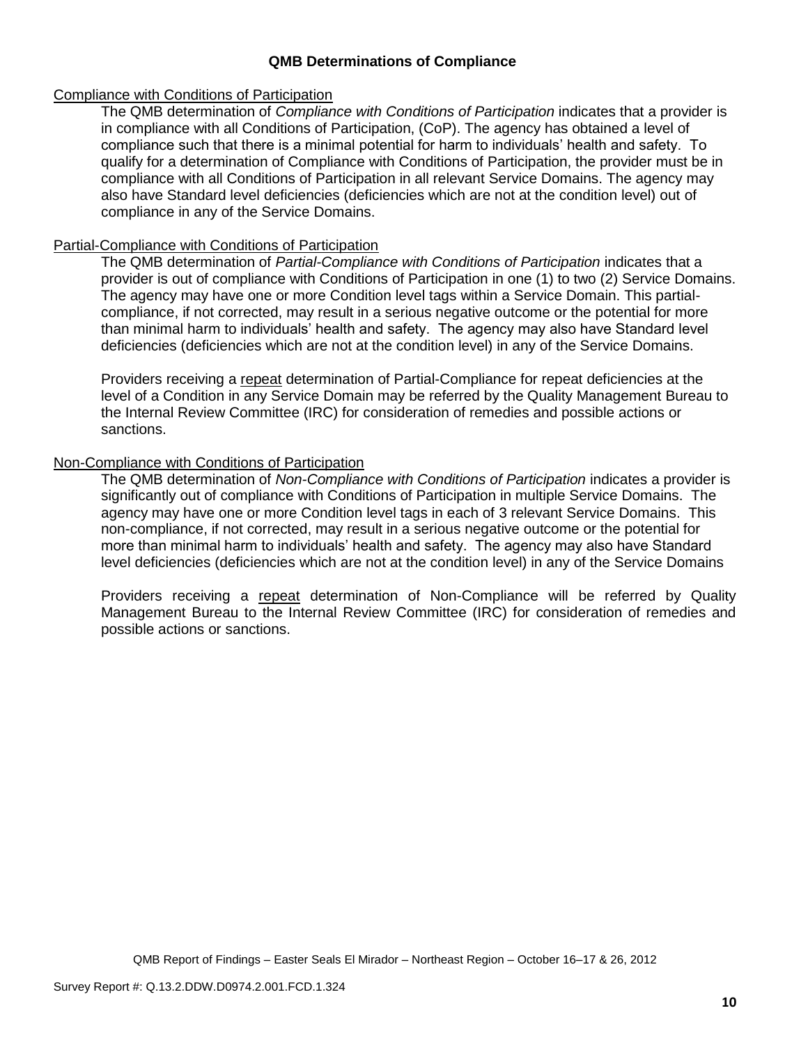## QMB Determinations of Compliance

Compliance with Conditions of Participation

The QMB determination of *Compliance with Conditions of Participation* indicates that a provider is in compliance with all Conditions of Participation, (CoP). The agency has obtained a level of compliance such that there is a minimal potential for harm to individuals' health and safety. To qualify for a determination of Compliance with Conditions of Participation, the provider must be in compliance with all Conditions of Participation in all relevant Service Domains. The agency may also have Standard level deficiencies (deficiencies which are not at the condition level) out of compliance in any of the Service Domains.

Partial-Compliance with Conditions of Participation

The QMB determination of *Partial-Compliance with Conditions of Participation* indicates that a provider is out of compliance with Conditions of Participation in one (1) to two (2) Service Domains. The agency may have one or more Condition level tags within a Service Domain. This partial-compliance, if not corrected, may result in a serious negative outcome or the potential for more than minimal harm to individuals' health and safety. The agency may also have Standard level deficiencies (deficiencies which are not at the condition level) in any of the Service Domains.

Providers receiving a repeat determination of Partial-Compliance for repeat deficiencies at the level of a Condition in any Service Domain may be referred by the Quality Management Bureau to the Internal Review Committee (IRC) for consideration of remedies and possible actions or sanctions.

Non-Compliance with Conditions of Participation

The QMB determination of *Non-Compliance with Conditions of Participation* indicates a provider is significantly out of compliance with Conditions of Participation in multiple Service Domains. The agency may have one or more Condition level tags in each of 3 relevant Service Domains. This non-compliance, if not corrected, may result in a serious negative outcome or the potential for more than minimal harm to individuals' health and safety. The agency may also have Standard level deficiencies (deficiencies which are not at the condition level) in any of the Service Domains

Providers receiving a repeat determination of Non-Compliance will be referred by Quality Management Bureau to the Internal Review Committee (IRC) for consideration of remedies and possible actions or sanctions.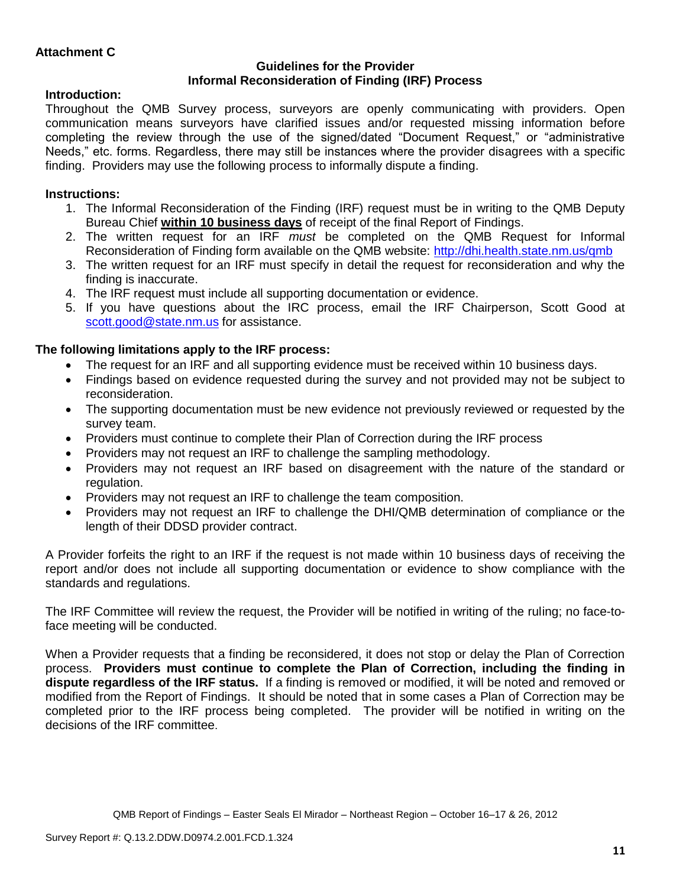**Attachment C**

**Guidelines for the Provider**
**Informal Reconsideration of Finding (IRF) Process**

**Introduction:**

Throughout the QMB Survey process, surveyors are openly communicating with providers. Open communication means surveyors have clarified issues and/or requested missing information before completing the review through the use of the signed/dated "Document Request," or "administrative Needs," etc. forms. Regardless, there may still be instances where the provider disagrees with a specific finding. Providers may use the following process to informally dispute a finding.

**Instructions:**

1. The Informal Reconsideration of the Finding (IRF) request must be in writing to the QMB Deputy Bureau Chief **within 10 business days** of receipt of the final Report of Findings.
2. The written request for an IRF *must* be completed on the QMB Request for Informal Reconsideration of Finding form available on the QMB website: [http://dhi.health.state.nm.us/qmb](http://dhi.health.state.nm.us/qmb)
3. The written request for an IRF must specify in detail the request for reconsideration and why the finding is inaccurate.
4. The IRF request must include all supporting documentation or evidence.
5. If you have questions about the IRC process, email the IRF Chairperson, Scott Good at [scott.good@state.nm.us](mailto:scott.good@state.nm.us) for assistance.

**The following limitations apply to the IRF process:**

- The request for an IRF and all supporting evidence must be received within 10 business days.
- Findings based on evidence requested during the survey and not provided may not be subject to reconsideration.
- The supporting documentation must be new evidence not previously reviewed or requested by the survey team.
- Providers must continue to complete their Plan of Correction during the IRF process
- Providers may not request an IRF to challenge the sampling methodology.
- Providers may not request an IRF based on disagreement with the nature of the standard or regulation.
- Providers may not request an IRF to challenge the team composition.
- Providers may not request an IRF to challenge the DHI/QMB determination of compliance or the length of their DDSD provider contract.

A Provider forfeits the right to an IRF if the request is not made within 10 business days of receiving the report and/or does not include all supporting documentation or evidence to show compliance with the standards and regulations.

The IRF Committee will review the request, the Provider will be notified in writing of the ruling; no face-to-face meeting will be conducted.

When a Provider requests that a finding be reconsidered, it does not stop or delay the Plan of Correction process. **Providers must continue to complete the Plan of Correction, including the finding in dispute regardless of the IRF status.** If a finding is removed or modified, it will be noted and removed or modified from the Report of Findings. It should be noted that in some cases a Plan of Correction may be completed prior to the IRF process being completed. The provider will be notified in writing on the decisions of the IRF committee.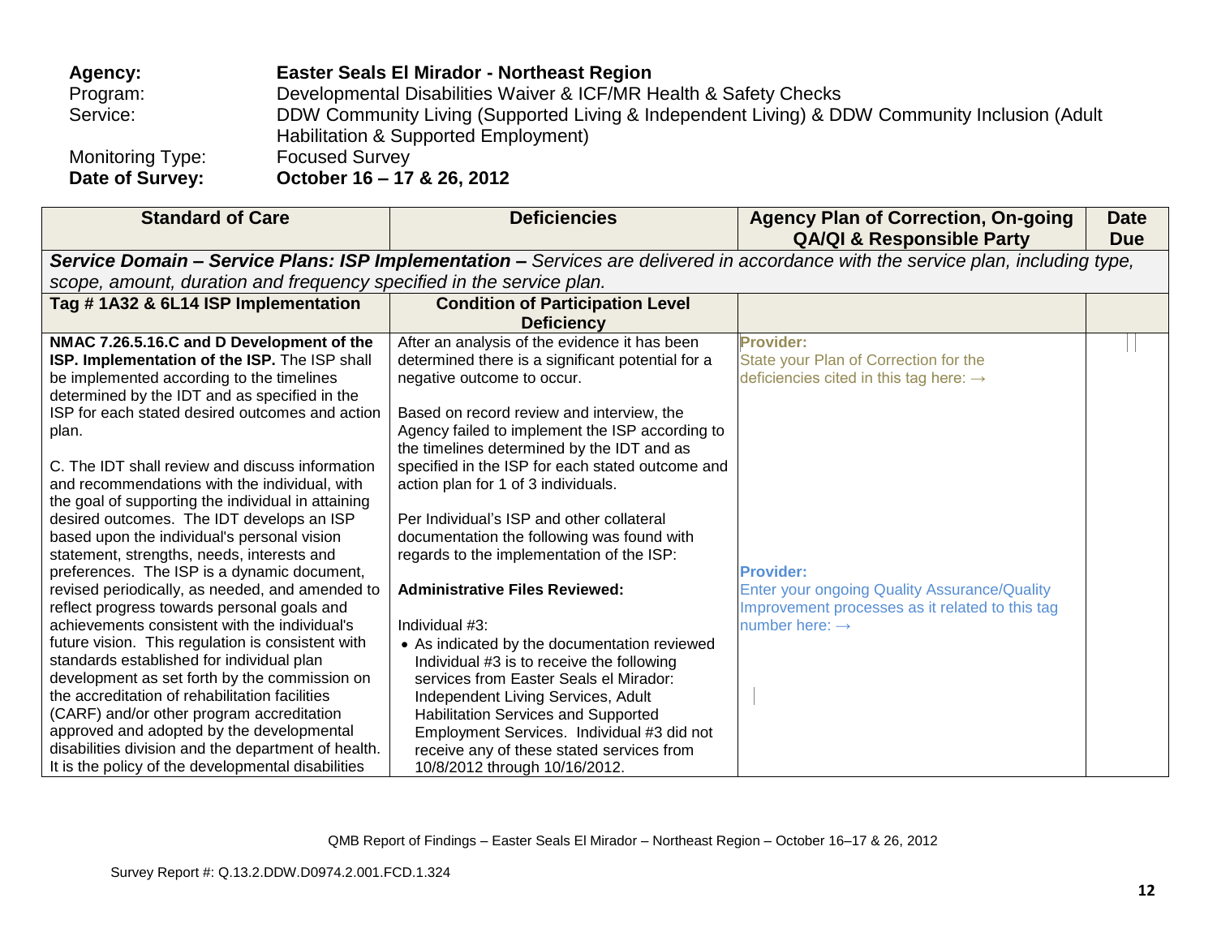**Agency:** **Easter Seals El Mirador - Northeast Region**
Program: Developmental Disabilities Waiver & ICF/MR Health & Safety Checks
Service: DDW Community Living (Supported Living & Independent Living) & DDW Community Inclusion (Adult Habilitation & Supported Employment)
Monitoring Type: Focused Survey
**Date of Survey:** **October 16 – 17 & 26, 2012**

| Standard of Care | Deficiencies | Agency Plan of Correction, On-going QA/QI & Responsible Party | Date Due |
|---|---|---|---|
| ***Service Domain – Service Plans: ISP Implementation –*** *Services are delivered in accordance with the service plan, including type, scope, amount, duration and frequency specified in the service plan.* | | | |
| **Tag # 1A32 & 6L14 ISP Implementation** | **Condition of Participation Level Deficiency** | | |
| **NMAC 7.26.5.16.C and D Development of the ISP. Implementation of the ISP.** The ISP shall be implemented according to the timelines determined by the IDT and as specified in the ISP for each stated desired outcomes and action plan.<br><br>C. The IDT shall review and discuss information and recommendations with the individual, with the goal of supporting the individual in attaining desired outcomes. The IDT develops an ISP based upon the individual's personal vision statement, strengths, needs, interests and preferences. The ISP is a dynamic document, revised periodically, as needed, and amended to reflect progress towards personal goals and achievements consistent with the individual's future vision. This regulation is consistent with standards established for individual plan development as set forth by the commission on the accreditation of rehabilitation facilities (CARF) and/or other program accreditation approved and adopted by the developmental disabilities division and the department of health. It is the policy of the developmental disabilities | After an analysis of the evidence it has been determined there is a significant potential for a negative outcome to occur.<br><br>Based on record review and interview, the Agency failed to implement the ISP according to the timelines determined by the IDT and as specified in the ISP for each stated outcome and action plan for 1 of 3 individuals.<br><br>Per Individual's ISP and other collateral documentation the following was found with regards to the implementation of the ISP:<br><br>**Administrative Files Reviewed:**<br><br>Individual #3:<br>• As indicated by the documentation reviewed Individual #3 is to receive the following services from Easter Seals el Mirador: Independent Living Services, Adult Habilitation Services and Supported Employment Services. Individual #3 did not receive any of these stated services from 10/8/2012 through 10/16/2012. | **Provider:**<br>State your Plan of Correction for the deficiencies cited in this tag here: →<br><br><br><br><br><br><br>**Provider:**<br>Enter your ongoing Quality Assurance/Quality Improvement processes as it related to this tag number here: → | |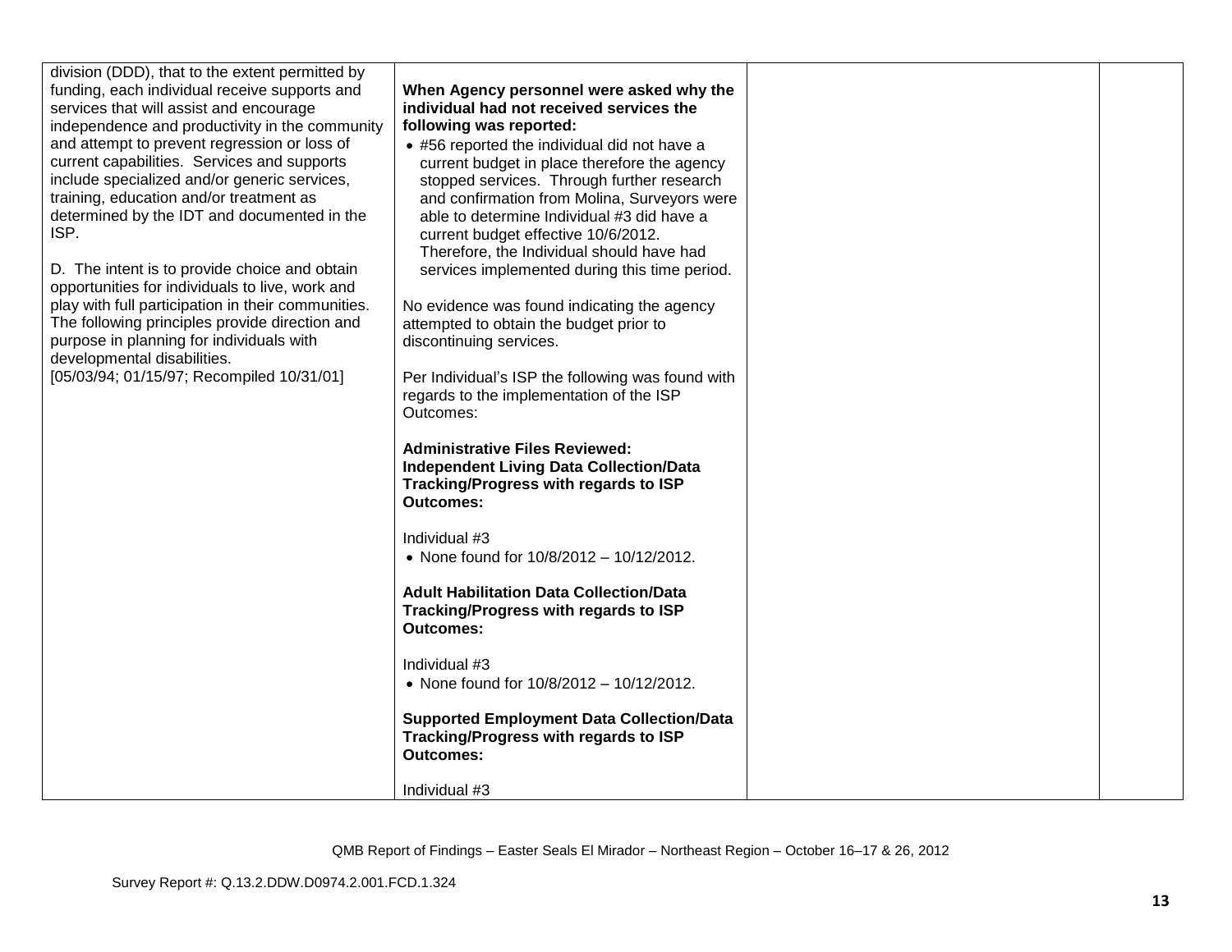| | | | |
|---|---|---|---|
| division (DDD), that to the extent permitted by funding, each individual receive supports and services that will assist and encourage independence and productivity in the community and attempt to prevent regression or loss of current capabilities. Services and supports include specialized and/or generic services, training, education and/or treatment as determined by the IDT and documented in the ISP.<br><br>D. The intent is to provide choice and obtain opportunities for individuals to live, work and play with full participation in their communities. The following principles provide direction and purpose in planning for individuals with developmental disabilities.<br>[05/03/94; 01/15/97; Recompiled 10/31/01] | **When Agency personnel were asked why the individual had not received services the following was reported:**<br>• #56 reported the individual did not have a current budget in place therefore the agency stopped services. Through further research and confirmation from Molina, Surveyors were able to determine Individual #3 did have a current budget effective 10/6/2012. Therefore, the Individual should have had services implemented during this time period.<br><br>No evidence was found indicating the agency attempted to obtain the budget prior to discontinuing services.<br><br>Per Individual's ISP the following was found with regards to the implementation of the ISP Outcomes:<br><br>**Administrative Files Reviewed:**<br>**Independent Living Data Collection/Data Tracking/Progress with regards to ISP Outcomes:**<br><br>Individual #3<br>• None found for 10/8/2012 – 10/12/2012.<br><br>**Adult Habilitation Data Collection/Data Tracking/Progress with regards to ISP Outcomes:**<br><br>Individual #3<br>• None found for 10/8/2012 – 10/12/2012.<br><br>**Supported Employment Data Collection/Data Tracking/Progress with regards to ISP Outcomes:**<br><br>Individual #3 | | |

QMB Report of Findings – Easter Seals El Mirador – Northeast Region – October 16–17 & 26, 2012

Survey Report #: Q.13.2.DDW.D0974.2.001.FCD.1.324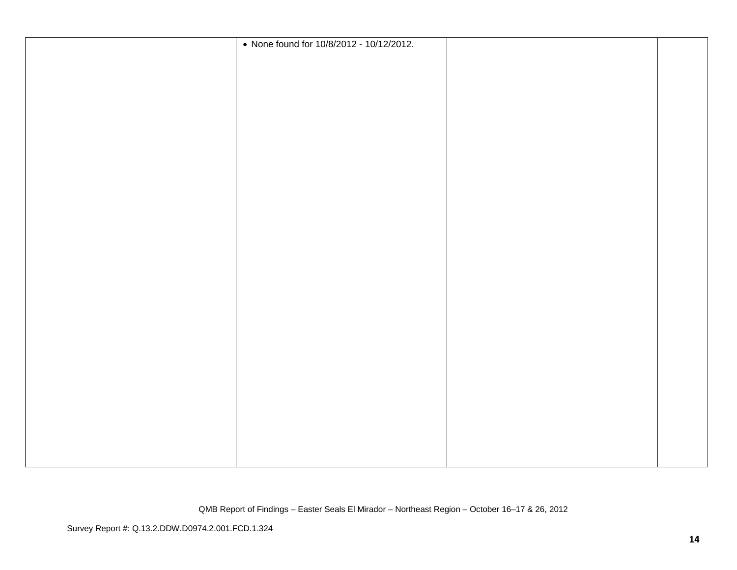| | | | |
|---|---|---|---|
| | • None found for 10/8/2012 - 10/12/2012. | | |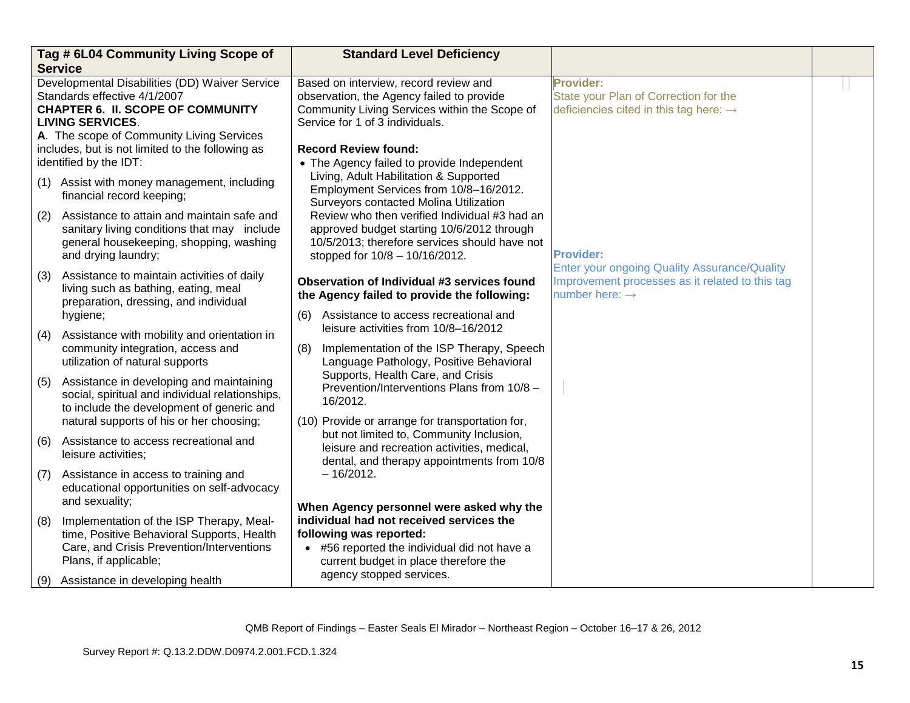| Tag # 6L04 Community Living Scope of Service | Standard Level Deficiency | | |
|---|---|---|---|
| Developmental Disabilities (DD) Waiver Service Standards effective 4/1/2007<br>**CHAPTER 6. II. SCOPE OF COMMUNITY LIVING SERVICES**.<br>**A**. The scope of Community Living Services includes, but is not limited to the following as identified by the IDT:<br>(1) Assist with money management, including financial record keeping;<br>(2) Assistance to attain and maintain safe and sanitary living conditions that may include general housekeeping, shopping, washing and drying laundry;<br>(3) Assistance to maintain activities of daily living such as bathing, eating, meal preparation, dressing, and individual hygiene;<br>(4) Assistance with mobility and orientation in community integration, access and utilization of natural supports<br>(5) Assistance in developing and maintaining social, spiritual and individual relationships, to include the development of generic and natural supports of his or her choosing;<br>(6) Assistance to access recreational and leisure activities;<br>(7) Assistance in access to training and educational opportunities on self-advocacy and sexuality;<br>(8) Implementation of the ISP Therapy, Meal-time, Positive Behavioral Supports, Health Care, and Crisis Prevention/Interventions Plans, if applicable;<br>(9) Assistance in developing health | Based on interview, record review and observation, the Agency failed to provide Community Living Services within the Scope of Service for 1 of 3 individuals.<br><br>**Record Review found:**<br>• The Agency failed to provide Independent Living, Adult Habilitation & Supported Employment Services from 10/8–16/2012. Surveyors contacted Molina Utilization Review who then verified Individual #3 had an approved budget starting 10/6/2012 through 10/5/2013; therefore services should have not stopped for 10/8 – 10/16/2012.<br><br>**Observation of Individual #3 services found the Agency failed to provide the following:**<br>(6) Assistance to access recreational and leisure activities from 10/8–16/2012<br>(8) Implementation of the ISP Therapy, Speech Language Pathology, Positive Behavioral Supports, Health Care, and Crisis Prevention/Interventions Plans from 10/8 – 16/2012.<br>(10) Provide or arrange for transportation for, but not limited to, Community Inclusion, leisure and recreation activities, medical, dental, and therapy appointments from 10/8 – 16/2012.<br><br>**When Agency personnel were asked why the individual had not received services the following was reported:**<br>• #56 reported the individual did not have a current budget in place therefore the agency stopped services. | **Provider:**<br>State your Plan of Correction for the deficiencies cited in this tag here: →<br><br>**Provider:**<br>Enter your ongoing Quality Assurance/Quality Improvement processes as it related to this tag number here: → | |

QMB Report of Findings – Easter Seals El Mirador – Northeast Region – October 16–17 & 26, 2012

Survey Report #: Q.13.2.DDW.D0974.2.001.FCD.1.324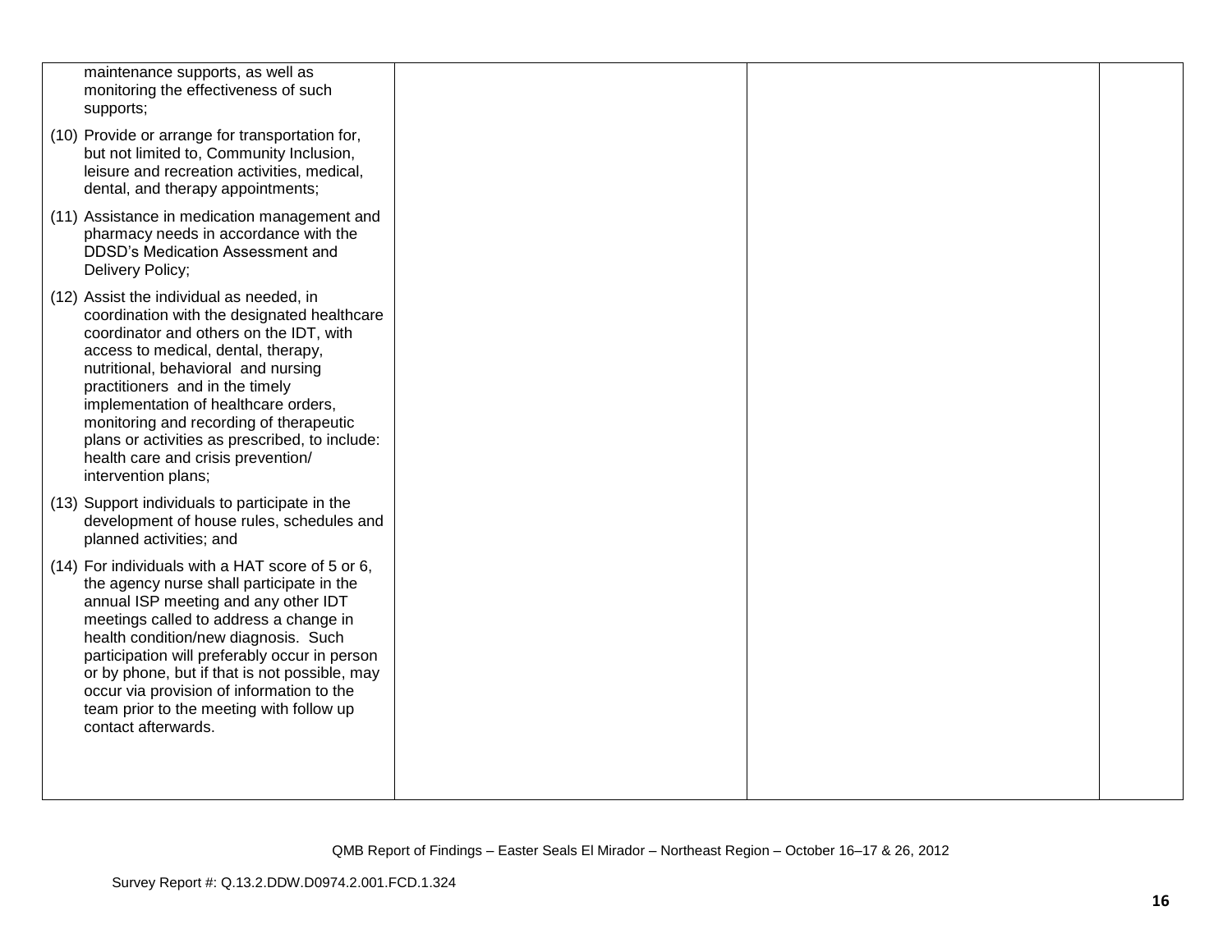| | | | |
|---|---|---|---|
| maintenance supports, as well as monitoring the effectiveness of such supports;<br><br>(10) Provide or arrange for transportation for, but not limited to, Community Inclusion, leisure and recreation activities, medical, dental, and therapy appointments;<br><br>(11) Assistance in medication management and pharmacy needs in accordance with the DDSD's Medication Assessment and Delivery Policy;<br><br>(12) Assist the individual as needed, in coordination with the designated healthcare coordinator and others on the IDT, with access to medical, dental, therapy, nutritional, behavioral and nursing practitioners and in the timely implementation of healthcare orders, monitoring and recording of therapeutic plans or activities as prescribed, to include: health care and crisis prevention/ intervention plans;<br><br>(13) Support individuals to participate in the development of house rules, schedules and planned activities; and<br><br>(14) For individuals with a HAT score of 5 or 6, the agency nurse shall participate in the annual ISP meeting and any other IDT meetings called to address a change in health condition/new diagnosis. Such participation will preferably occur in person or by phone, but if that is not possible, may occur via provision of information to the team prior to the meeting with follow up contact afterwards. | | | |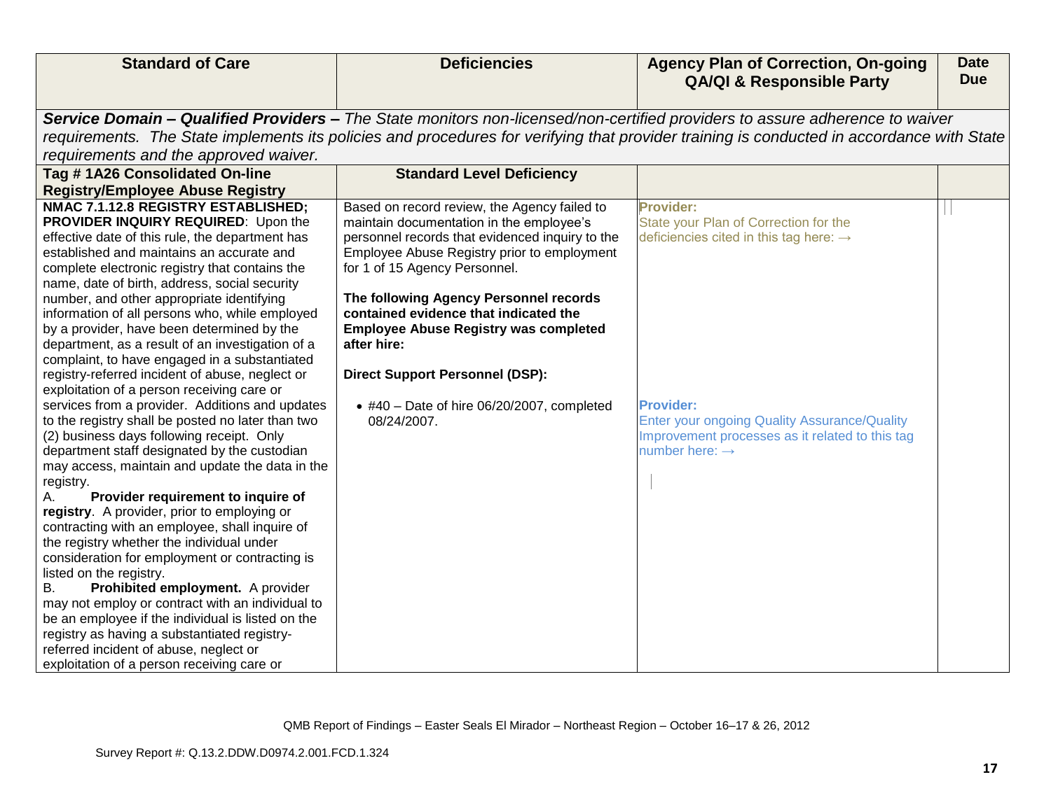| Standard of Care | Deficiencies | Agency Plan of Correction, On-going QA/QI & Responsible Party | Date Due |
|---|---|---|---|
| ***Service Domain – Qualified Providers –** The State monitors non-licensed/non-certified providers to assure adherence to waiver requirements. The State implements its policies and procedures for verifying that provider training is conducted in accordance with State requirements and the approved waiver.* | | | |
| **Tag # 1A26 Consolidated On-line Registry/Employee Abuse Registry** | **Standard Level Deficiency** | | |
| **NMAC 7.1.12.8 REGISTRY ESTABLISHED; PROVIDER INQUIRY REQUIRED**: Upon the effective date of this rule, the department has established and maintains an accurate and complete electronic registry that contains the name, date of birth, address, social security number, and other appropriate identifying information of all persons who, while employed by a provider, have been determined by the department, as a result of an investigation of a complaint, to have engaged in a substantiated registry-referred incident of abuse, neglect or exploitation of a person receiving care or services from a provider. Additions and updates to the registry shall be posted no later than two (2) business days following receipt. Only department staff designated by the custodian may access, maintain and update the data in the registry.<br>A. **Provider requirement to inquire of registry**. A provider, prior to employing or contracting with an employee, shall inquire of the registry whether the individual under consideration for employment or contracting is listed on the registry.<br>B. **Prohibited employment.** A provider may not employ or contract with an individual to be an employee if the individual is listed on the registry as having a substantiated registry-referred incident of abuse, neglect or exploitation of a person receiving care or | Based on record review, the Agency failed to maintain documentation in the employee's personnel records that evidenced inquiry to the Employee Abuse Registry prior to employment for 1 of 15 Agency Personnel.<br><br>**The following Agency Personnel records contained evidence that indicated the Employee Abuse Registry was completed after hire:**<br><br>**Direct Support Personnel (DSP):**<br><br>• #40 – Date of hire 06/20/2007, completed 08/24/2007. | **Provider:**<br>State your Plan of Correction for the deficiencies cited in this tag here: →<br><br>**Provider:**<br>Enter your ongoing Quality Assurance/Quality Improvement processes as it related to this tag number here: → | |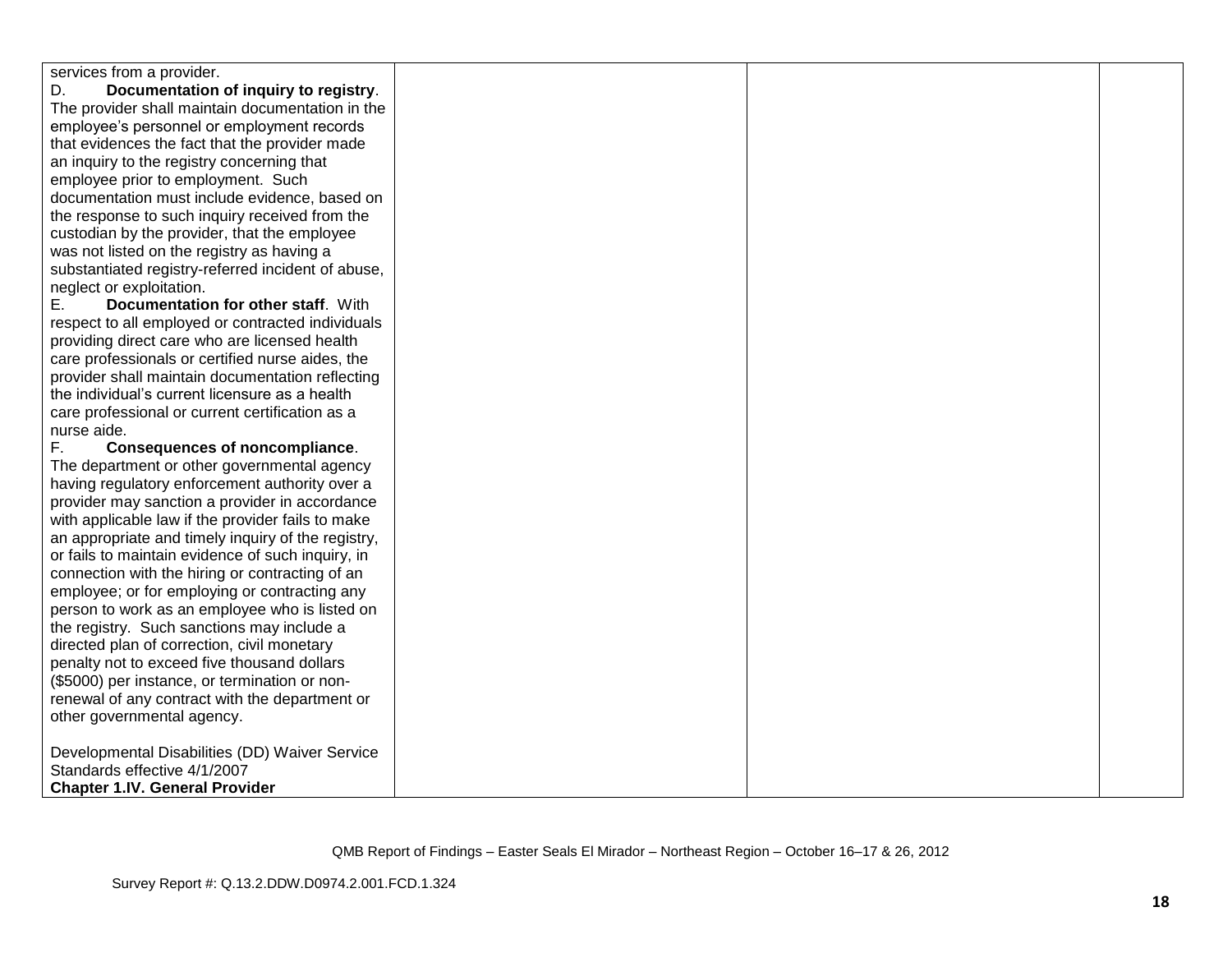| | | | |
|---|---|---|---|
| services from a provider.<br>D. **Documentation of inquiry to registry**. The provider shall maintain documentation in the employee's personnel or employment records that evidences the fact that the provider made an inquiry to the registry concerning that employee prior to employment. Such documentation must include evidence, based on the response to such inquiry received from the custodian by the provider, that the employee was not listed on the registry as having a substantiated registry-referred incident of abuse, neglect or exploitation.<br>E. **Documentation for other staff**. With respect to all employed or contracted individuals providing direct care who are licensed health care professionals or certified nurse aides, the provider shall maintain documentation reflecting the individual's current licensure as a health care professional or current certification as a nurse aide.<br>F. **Consequences of noncompliance**. The department or other governmental agency having regulatory enforcement authority over a provider may sanction a provider in accordance with applicable law if the provider fails to make an appropriate and timely inquiry of the registry, or fails to maintain evidence of such inquiry, in connection with the hiring or contracting of an employee; or for employing or contracting any person to work as an employee who is listed on the registry. Such sanctions may include a directed plan of correction, civil monetary penalty not to exceed five thousand dollars ($5000) per instance, or termination or non-renewal of any contract with the department or other governmental agency.<br><br>Developmental Disabilities (DD) Waiver Service Standards effective 4/1/2007<br>**Chapter 1.IV. General Provider** | | | |

QMB Report of Findings – Easter Seals El Mirador – Northeast Region – October 16–17 & 26, 2012

Survey Report #: Q.13.2.DDW.D0974.2.001.FCD.1.324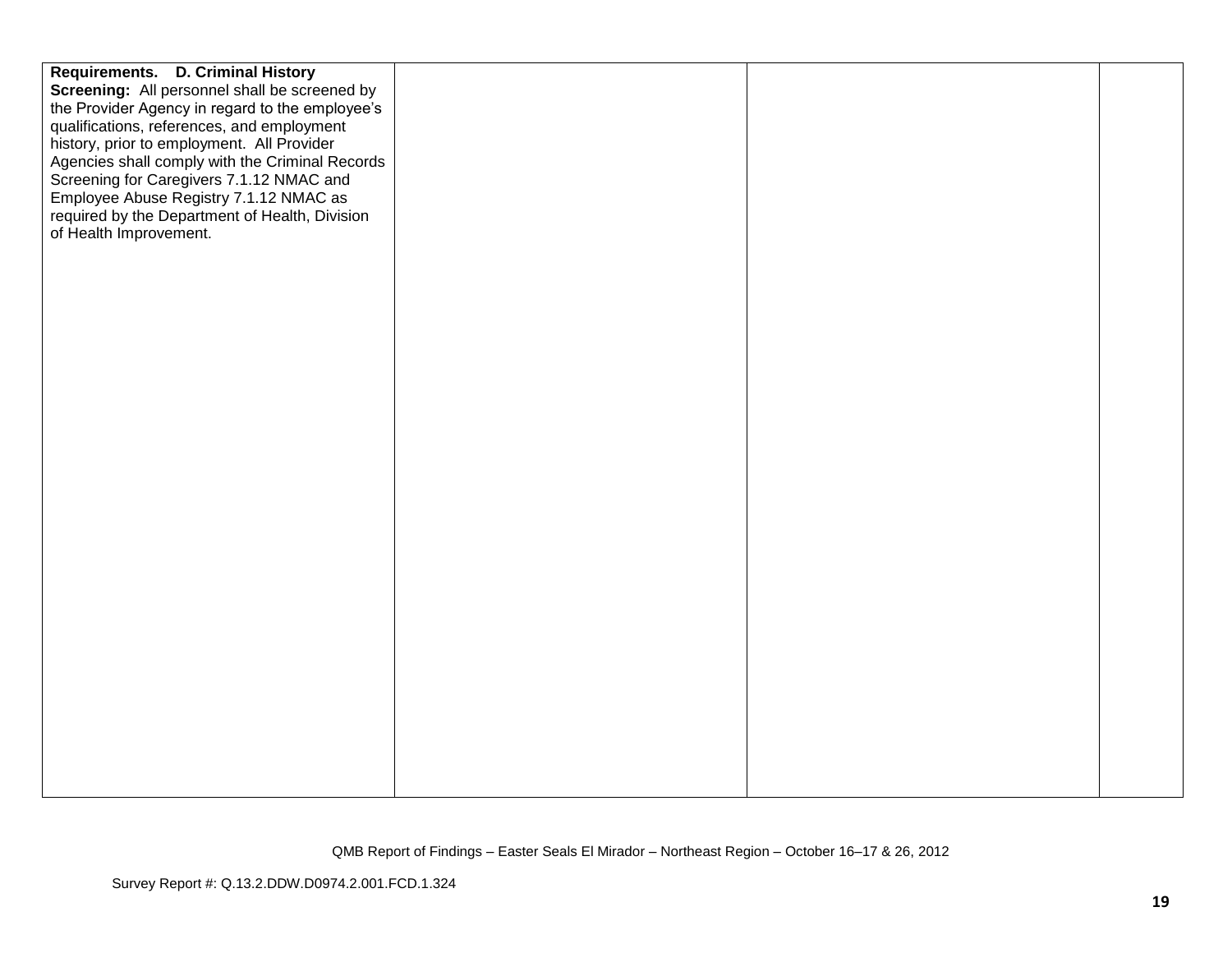| | | | |
|---|---|---|---|
| **Requirements. D. Criminal History Screening:** All personnel shall be screened by the Provider Agency in regard to the employee's qualifications, references, and employment history, prior to employment. All Provider Agencies shall comply with the Criminal Records Screening for Caregivers 7.1.12 NMAC and Employee Abuse Registry 7.1.12 NMAC as required by the Department of Health, Division of Health Improvement. | | | |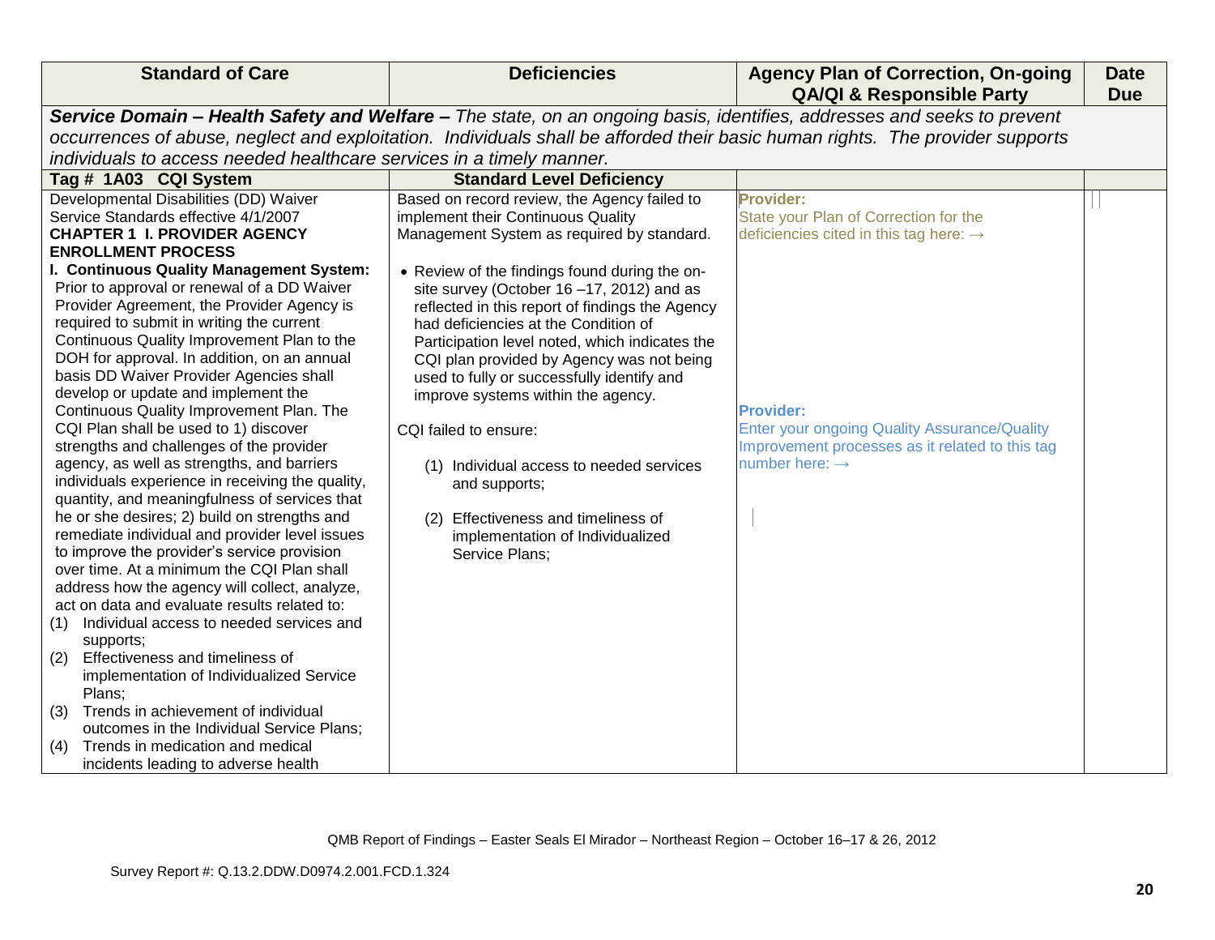| Standard of Care | Deficiencies | Agency Plan of Correction, On-going QA/QI & Responsible Party | Date Due |
|---|---|---|---|
| ***Service Domain – Health Safety and Welfare –*** *The state, on an ongoing basis, identifies, addresses and seeks to prevent occurrences of abuse, neglect and exploitation. Individuals shall be afforded their basic human rights. The provider supports individuals to access needed healthcare services in a timely manner.* | | | |
| **Tag # 1A03 CQI System** | **Standard Level Deficiency** | | |
| Developmental Disabilities (DD) Waiver Service Standards effective 4/1/2007<br>**CHAPTER 1 I. PROVIDER AGENCY ENROLLMENT PROCESS**<br>**I. Continuous Quality Management System:** Prior to approval or renewal of a DD Waiver Provider Agreement, the Provider Agency is required to submit in writing the current Continuous Quality Improvement Plan to the DOH for approval. In addition, on an annual basis DD Waiver Provider Agencies shall develop or update and implement the Continuous Quality Improvement Plan. The CQI Plan shall be used to 1) discover strengths and challenges of the provider agency, as well as strengths, and barriers individuals experience in receiving the quality, quantity, and meaningfulness of services that he or she desires; 2) build on strengths and remediate individual and provider level issues to improve the provider's service provision over time. At a minimum the CQI Plan shall address how the agency will collect, analyze, act on data and evaluate results related to:<br>(1) Individual access to needed services and supports;<br>(2) Effectiveness and timeliness of implementation of Individualized Service Plans;<br>(3) Trends in achievement of individual outcomes in the Individual Service Plans;<br>(4) Trends in medication and medical incidents leading to adverse health | Based on record review, the Agency failed to implement their Continuous Quality Management System as required by standard.<br><br>• Review of the findings found during the on-site survey (October 16 –17, 2012) and as reflected in this report of findings the Agency had deficiencies at the Condition of Participation level noted, which indicates the CQI plan provided by Agency was not being used to fully or successfully identify and improve systems within the agency.<br><br>CQI failed to ensure:<br><br>(1) Individual access to needed services and supports;<br><br>(2) Effectiveness and timeliness of implementation of Individualized Service Plans; | **Provider:**<br>State your Plan of Correction for the deficiencies cited in this tag here: →<br><br>**Provider:**<br>Enter your ongoing Quality Assurance/Quality Improvement processes as it related to this tag number here: → | |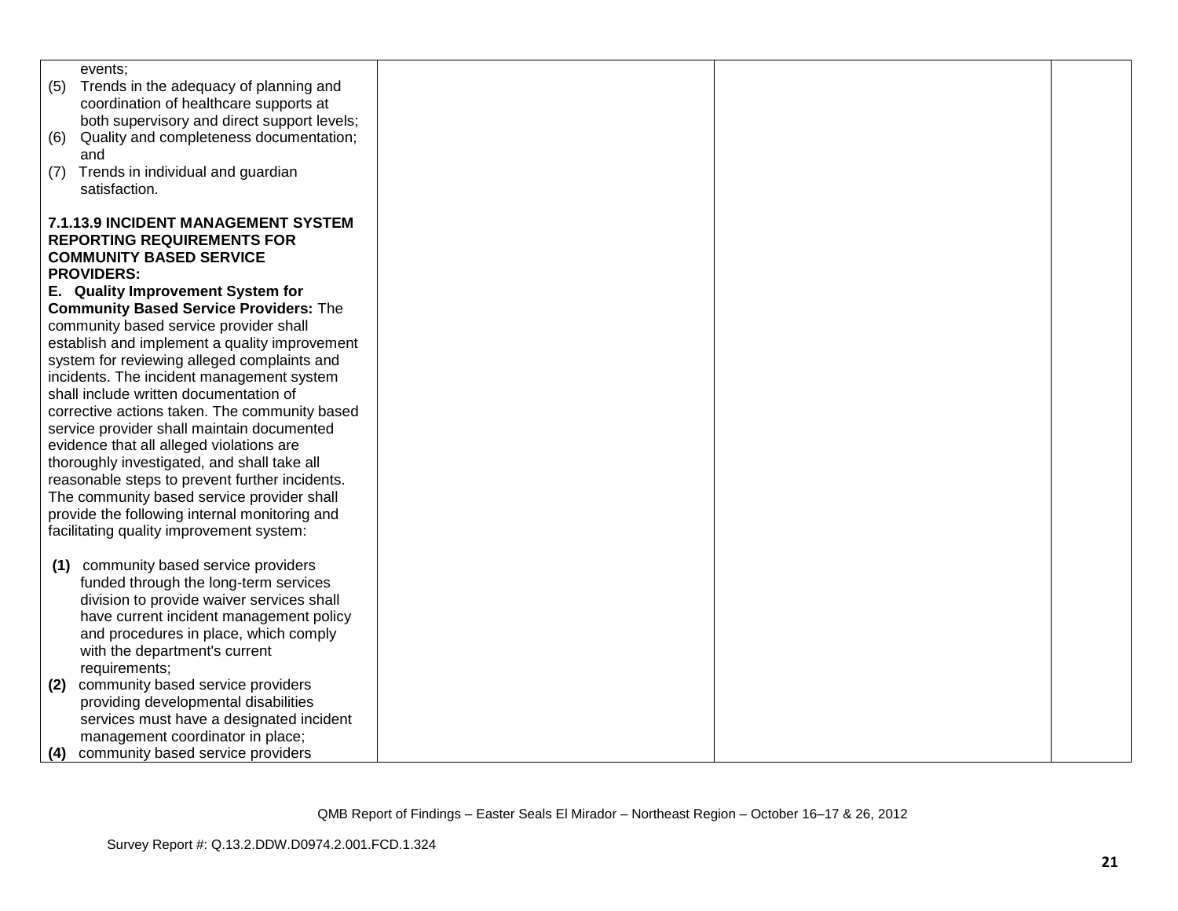| | | | |
|---|---|---|---|
| events;<br>(5) Trends in the adequacy of planning and coordination of healthcare supports at both supervisory and direct support levels;<br>(6) Quality and completeness documentation; and<br>(7) Trends in individual and guardian satisfaction.<br><br>**7.1.13.9 INCIDENT MANAGEMENT SYSTEM REPORTING REQUIREMENTS FOR COMMUNITY BASED SERVICE PROVIDERS:**<br>**E. Quality Improvement System for Community Based Service Providers:** The community based service provider shall establish and implement a quality improvement system for reviewing alleged complaints and incidents. The incident management system shall include written documentation of corrective actions taken. The community based service provider shall maintain documented evidence that all alleged violations are thoroughly investigated, and shall take all reasonable steps to prevent further incidents. The community based service provider shall provide the following internal monitoring and facilitating quality improvement system:<br><br>**(1)** community based service providers funded through the long-term services division to provide waiver services shall have current incident management policy and procedures in place, which comply with the department's current requirements;<br>**(2)** community based service providers providing developmental disabilities services must have a designated incident management coordinator in place;<br>**(4)** community based service providers | | | |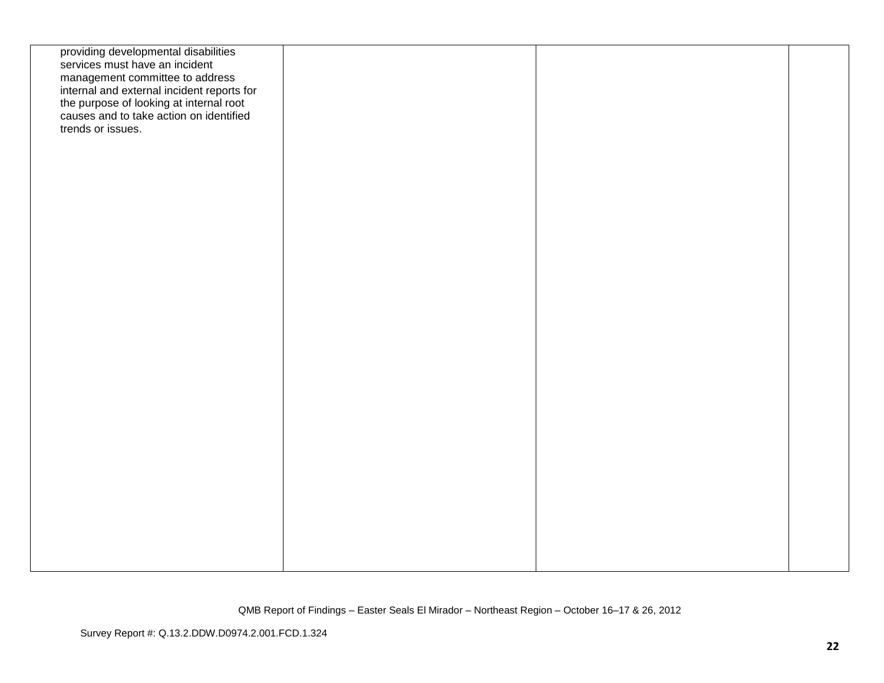| | | | |
|---|---|---|---|
| providing developmental disabilities services must have an incident management committee to address internal and external incident reports for the purpose of looking at internal root causes and to take action on identified trends or issues. | | | |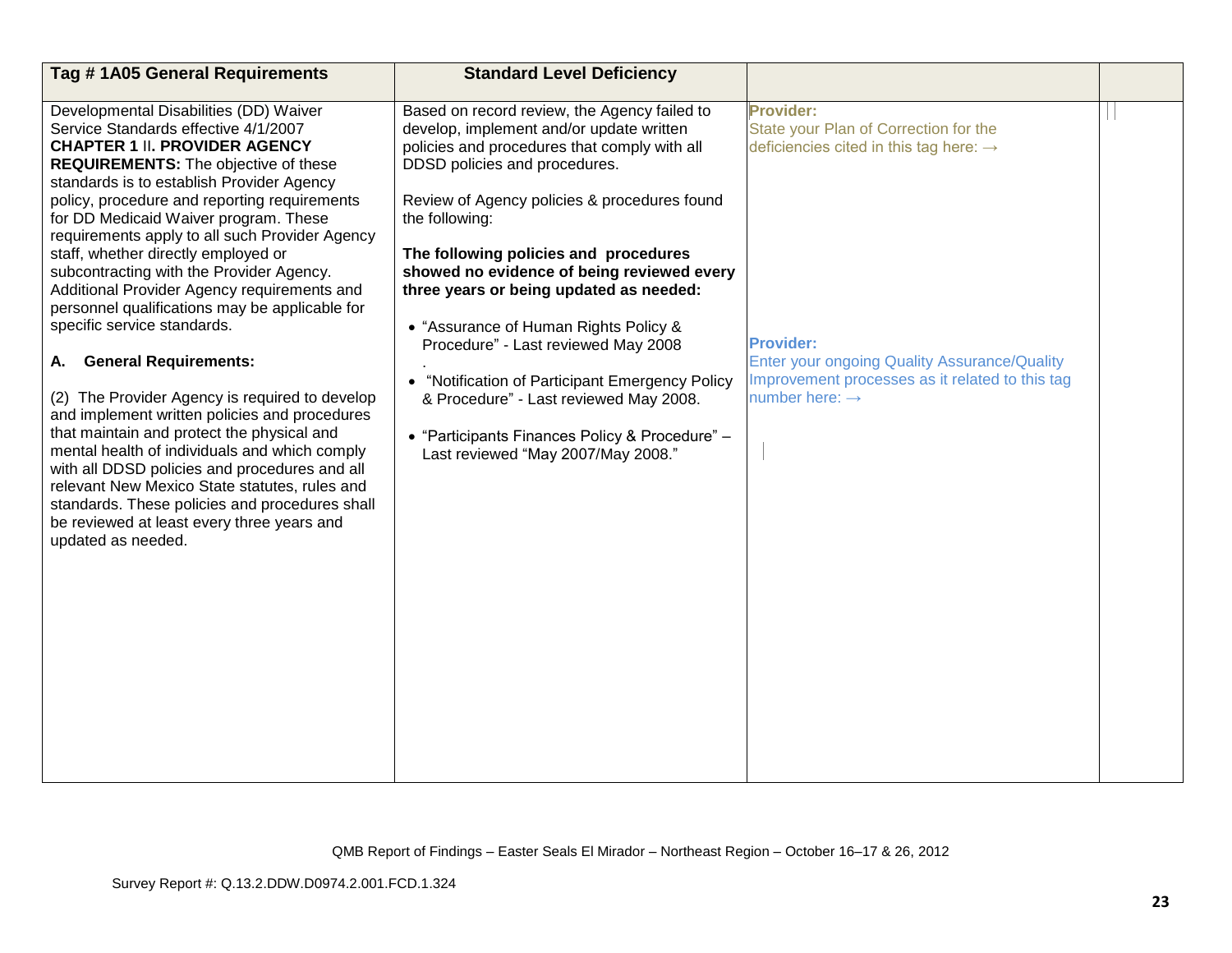| Tag # 1A05 General Requirements | Standard Level Deficiency | | |
|---|---|---|---|
| Developmental Disabilities (DD) Waiver Service Standards effective 4/1/2007<br>**CHAPTER 1** II**. PROVIDER AGENCY REQUIREMENTS:** The objective of these standards is to establish Provider Agency policy, procedure and reporting requirements for DD Medicaid Waiver program. These requirements apply to all such Provider Agency staff, whether directly employed or subcontracting with the Provider Agency. Additional Provider Agency requirements and personnel qualifications may be applicable for specific service standards.<br><br>**A. General Requirements:**<br><br>(2) The Provider Agency is required to develop and implement written policies and procedures that maintain and protect the physical and mental health of individuals and which comply with all DDSD policies and procedures and all relevant New Mexico State statutes, rules and standards. These policies and procedures shall be reviewed at least every three years and updated as needed. | Based on record review, the Agency failed to develop, implement and/or update written policies and procedures that comply with all DDSD policies and procedures.<br><br>Review of Agency policies & procedures found the following:<br><br>**The following policies and procedures showed no evidence of being reviewed every three years or being updated as needed:**<br><br>• "Assurance of Human Rights Policy & Procedure" - Last reviewed May 2008<br>.<br>• "Notification of Participant Emergency Policy & Procedure" - Last reviewed May 2008.<br><br>• "Participants Finances Policy & Procedure" – Last reviewed "May 2007/May 2008." | **Provider:**<br>State your Plan of Correction for the deficiencies cited in this tag here: →<br><br><br><br><br>**Provider:**<br>Enter your ongoing Quality Assurance/Quality Improvement processes as it related to this tag number here: → | |

QMB Report of Findings – Easter Seals El Mirador – Northeast Region – October 16–17 & 26, 2012

Survey Report #: Q.13.2.DDW.D0974.2.001.FCD.1.324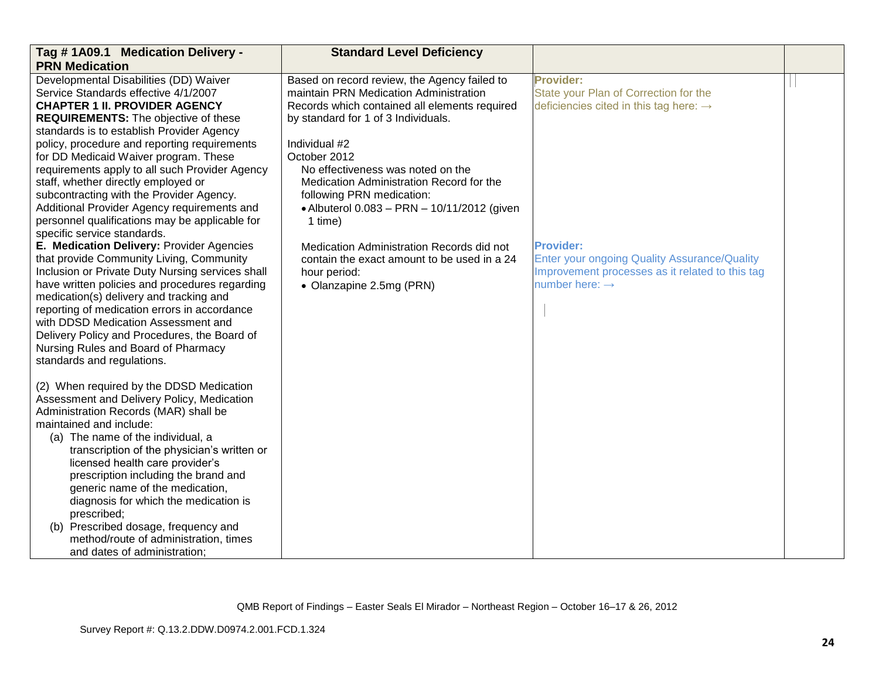| Tag # 1A09.1 Medication Delivery - PRN Medication | Standard Level Deficiency | | |
|---|---|---|---|
| Developmental Disabilities (DD) Waiver Service Standards effective 4/1/2007<br>**CHAPTER 1 II. PROVIDER AGENCY REQUIREMENTS:** The objective of these standards is to establish Provider Agency policy, procedure and reporting requirements for DD Medicaid Waiver program. These requirements apply to all such Provider Agency staff, whether directly employed or subcontracting with the Provider Agency. Additional Provider Agency requirements and personnel qualifications may be applicable for specific service standards.<br>**E. Medication Delivery:** Provider Agencies that provide Community Living, Community Inclusion or Private Duty Nursing services shall have written policies and procedures regarding medication(s) delivery and tracking and reporting of medication errors in accordance with DDSD Medication Assessment and Delivery Policy and Procedures, the Board of Nursing Rules and Board of Pharmacy standards and regulations.<br><br>(2) When required by the DDSD Medication Assessment and Delivery Policy, Medication Administration Records (MAR) shall be maintained and include:<br>(a) The name of the individual, a transcription of the physician's written or licensed health care provider's prescription including the brand and generic name of the medication, diagnosis for which the medication is prescribed;<br>(b) Prescribed dosage, frequency and method/route of administration, times and dates of administration; | Based on record review, the Agency failed to maintain PRN Medication Administration Records which contained all elements required by standard for 1 of 3 Individuals.<br><br>Individual #2<br>October 2012<br>No effectiveness was noted on the Medication Administration Record for the following PRN medication:<br>• Albuterol 0.083 – PRN – 10/11/2012 (given 1 time)<br><br>Medication Administration Records did not contain the exact amount to be used in a 24 hour period:<br>• Olanzapine 2.5mg (PRN) | **Provider:**<br>State your Plan of Correction for the deficiencies cited in this tag here: →<br><br><br><br><br><br><br><br><br><br><br>**Provider:**<br>Enter your ongoing Quality Assurance/Quality Improvement processes as it related to this tag number here: → | |

QMB Report of Findings – Easter Seals El Mirador – Northeast Region – October 16–17 & 26, 2012

Survey Report #: Q.13.2.DDW.D0974.2.001.FCD.1.324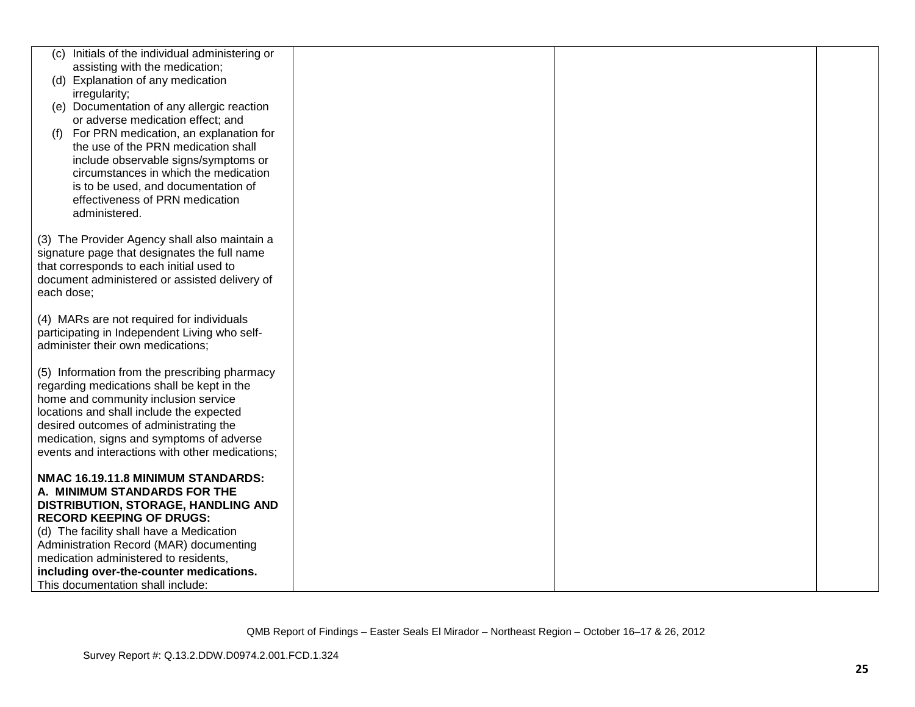| | | | |
|---|---|---|---|
| (c) Initials of the individual administering or assisting with the medication;<br>(d) Explanation of any medication irregularity;<br>(e) Documentation of any allergic reaction or adverse medication effect; and<br>(f) For PRN medication, an explanation for the use of the PRN medication shall include observable signs/symptoms or circumstances in which the medication is to be used, and documentation of effectiveness of PRN medication administered.<br><br>(3) The Provider Agency shall also maintain a signature page that designates the full name that corresponds to each initial used to document administered or assisted delivery of each dose;<br><br>(4) MARs are not required for individuals participating in Independent Living who self-administer their own medications;<br><br>(5) Information from the prescribing pharmacy regarding medications shall be kept in the home and community inclusion service locations and shall include the expected desired outcomes of administrating the medication, signs and symptoms of adverse events and interactions with other medications;<br><br>**NMAC 16.19.11.8 MINIMUM STANDARDS: A. MINIMUM STANDARDS FOR THE DISTRIBUTION, STORAGE, HANDLING AND RECORD KEEPING OF DRUGS:**<br>(d) The facility shall have a Medication Administration Record (MAR) documenting medication administered to residents, **including over-the-counter medications.** This documentation shall include: | | | |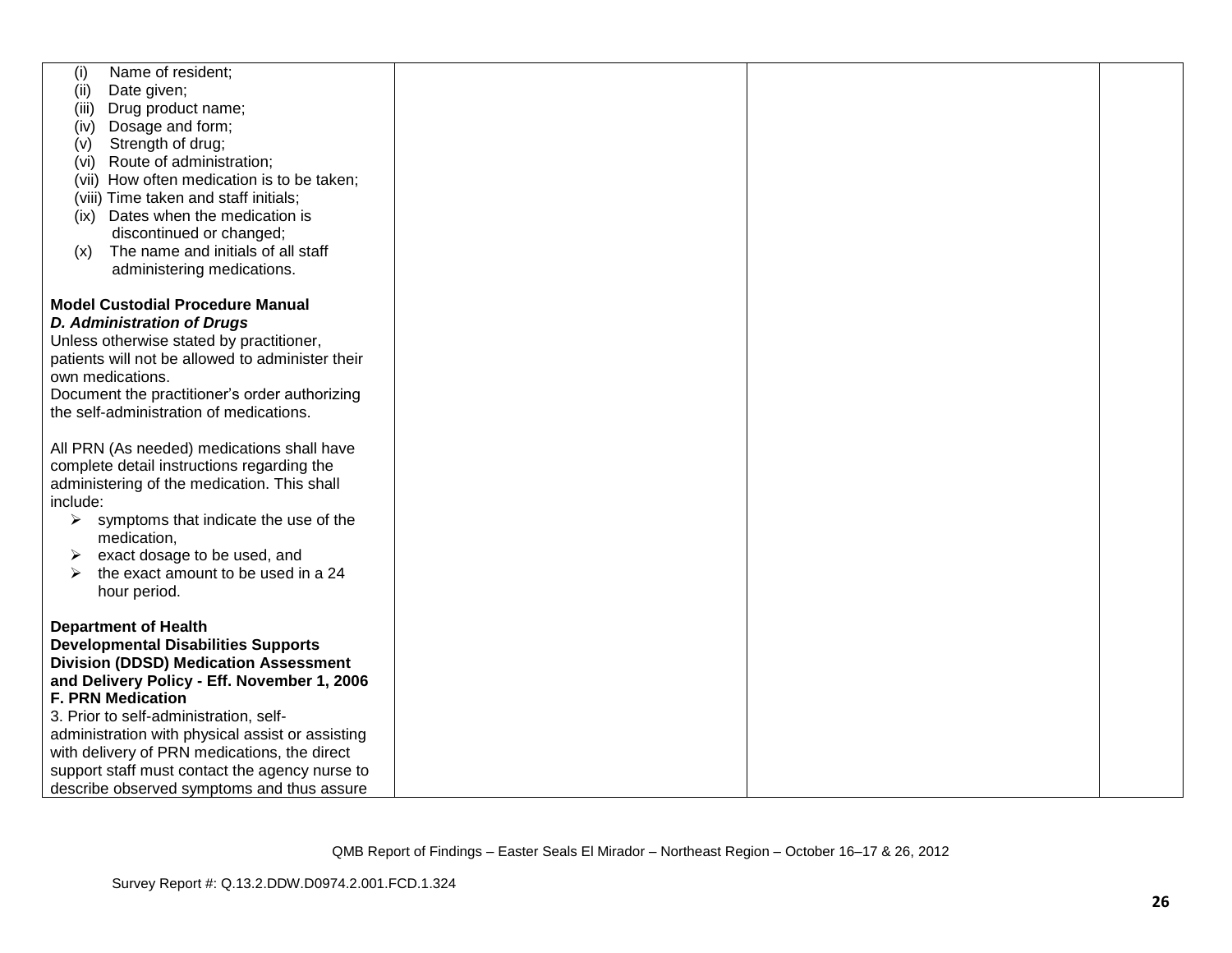| | | | |
|---|---|---|---|
| (i) Name of resident;<br>(ii) Date given;<br>(iii) Drug product name;<br>(iv) Dosage and form;<br>(v) Strength of drug;<br>(vi) Route of administration;<br>(vii) How often medication is to be taken;<br>(viii) Time taken and staff initials;<br>(ix) Dates when the medication is discontinued or changed;<br>(x) The name and initials of all staff administering medications.<br><br>**Model Custodial Procedure Manual**<br>***D. Administration of Drugs***<br>Unless otherwise stated by practitioner, patients will not be allowed to administer their own medications.<br>Document the practitioner's order authorizing the self-administration of medications.<br><br>All PRN (As needed) medications shall have complete detail instructions regarding the administering of the medication. This shall include:<br>➢ symptoms that indicate the use of the medication,<br>➢ exact dosage to be used, and<br>➢ the exact amount to be used in a 24 hour period.<br><br>**Department of Health Developmental Disabilities Supports Division (DDSD) Medication Assessment and Delivery Policy - Eff. November 1, 2006**<br>**F. PRN Medication**<br>3. Prior to self-administration, self-administration with physical assist or assisting with delivery of PRN medications, the direct support staff must contact the agency nurse to describe observed symptoms and thus assure | | | |

QMB Report of Findings – Easter Seals El Mirador – Northeast Region – October 16–17 & 26, 2012

Survey Report #: Q.13.2.DDW.D0974.2.001.FCD.1.324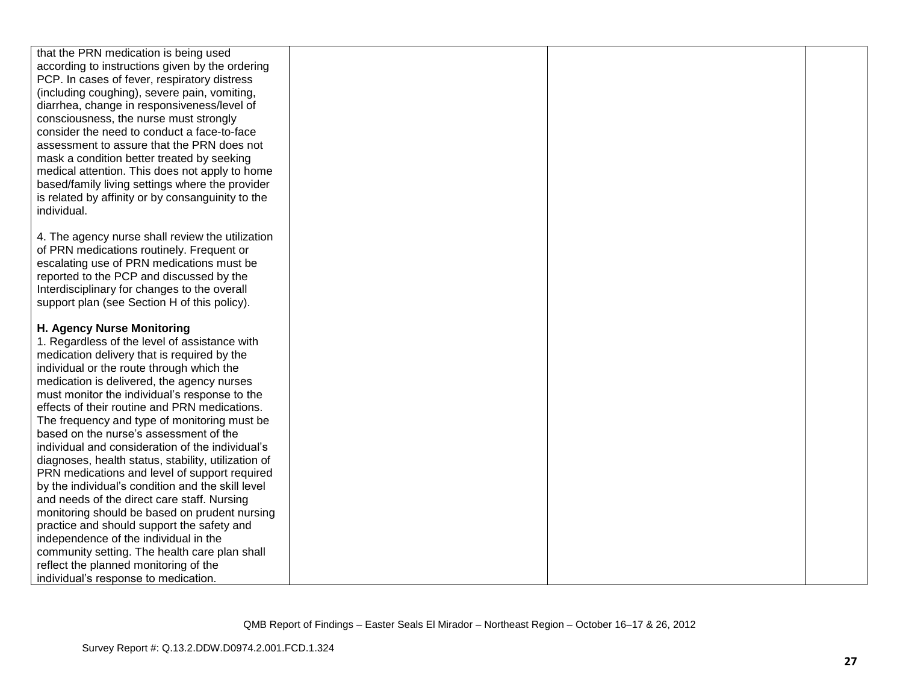| | | | |
|---|---|---|---|
| that the PRN medication is being used according to instructions given by the ordering PCP. In cases of fever, respiratory distress (including coughing), severe pain, vomiting, diarrhea, change in responsiveness/level of consciousness, the nurse must strongly consider the need to conduct a face-to-face assessment to assure that the PRN does not mask a condition better treated by seeking medical attention. This does not apply to home based/family living settings where the provider is related by affinity or by consanguinity to the individual.<br><br>4. The agency nurse shall review the utilization of PRN medications routinely. Frequent or escalating use of PRN medications must be reported to the PCP and discussed by the Interdisciplinary for changes to the overall support plan (see Section H of this policy).<br><br>**H. Agency Nurse Monitoring**<br>1. Regardless of the level of assistance with medication delivery that is required by the individual or the route through which the medication is delivered, the agency nurses must monitor the individual's response to the effects of their routine and PRN medications. The frequency and type of monitoring must be based on the nurse's assessment of the individual and consideration of the individual's diagnoses, health status, stability, utilization of PRN medications and level of support required by the individual's condition and the skill level and needs of the direct care staff. Nursing monitoring should be based on prudent nursing practice and should support the safety and independence of the individual in the community setting. The health care plan shall reflect the planned monitoring of the individual's response to medication. | | | |

QMB Report of Findings – Easter Seals El Mirador – Northeast Region – October 16–17 & 26, 2012

Survey Report #: Q.13.2.DDW.D0974.2.001.FCD.1.324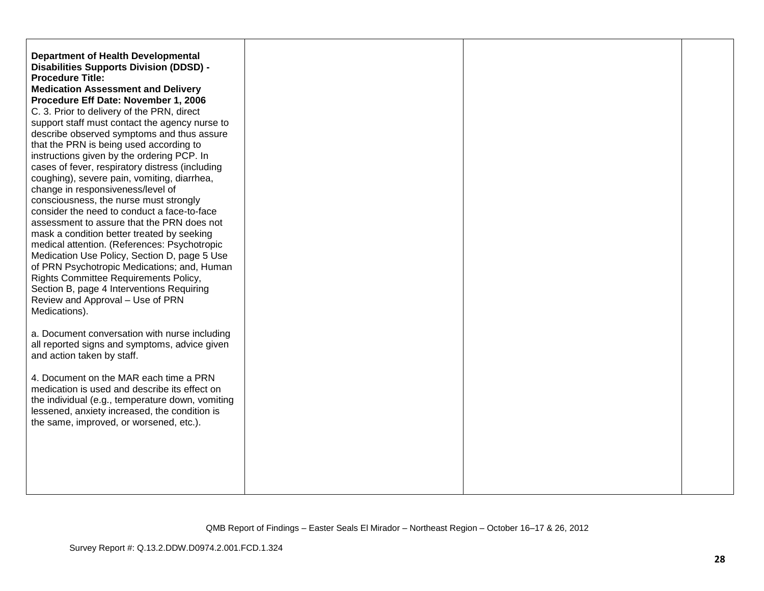| | | | |
|---|---|---|---|
| **Department of Health Developmental Disabilities Supports Division (DDSD) - Procedure Title: Medication Assessment and Delivery Procedure Eff Date: November 1, 2006**<br>C. 3. Prior to delivery of the PRN, direct support staff must contact the agency nurse to describe observed symptoms and thus assure that the PRN is being used according to instructions given by the ordering PCP. In cases of fever, respiratory distress (including coughing), severe pain, vomiting, diarrhea, change in responsiveness/level of consciousness, the nurse must strongly consider the need to conduct a face-to-face assessment to assure that the PRN does not mask a condition better treated by seeking medical attention. (References: Psychotropic Medication Use Policy, Section D, page 5 Use of PRN Psychotropic Medications; and, Human Rights Committee Requirements Policy, Section B, page 4 Interventions Requiring Review and Approval – Use of PRN Medications).<br><br>a. Document conversation with nurse including all reported signs and symptoms, advice given and action taken by staff.<br><br>4. Document on the MAR each time a PRN medication is used and describe its effect on the individual (e.g., temperature down, vomiting lessened, anxiety increased, the condition is the same, improved, or worsened, etc.). | | | |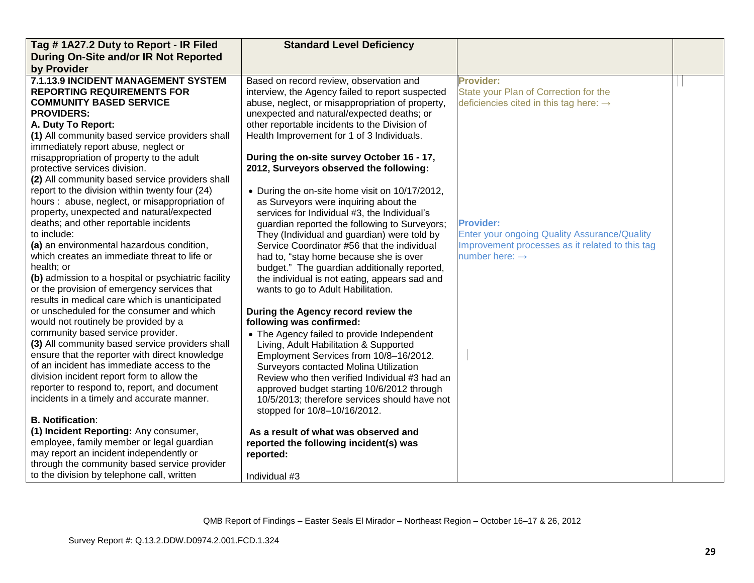| Tag # 1A27.2 Duty to Report - IR Filed During On-Site and/or IR Not Reported by Provider | Standard Level Deficiency | | |
|---|---|---|---|
| **7.1.13.9 INCIDENT MANAGEMENT SYSTEM REPORTING REQUIREMENTS FOR COMMUNITY BASED SERVICE PROVIDERS:**<br>**A. Duty To Report:**<br>**(1)** All community based service providers shall immediately report abuse, neglect or misappropriation of property to the adult protective services division.<br>**(2)** All community based service providers shall report to the division within twenty four (24) hours : abuse, neglect, or misappropriation of property**,** unexpected and natural/expected deaths; and other reportable incidents to include:<br>**(a)** an environmental hazardous condition, which creates an immediate threat to life or health; or<br>**(b)** admission to a hospital or psychiatric facility or the provision of emergency services that results in medical care which is unanticipated or unscheduled for the consumer and which would not routinely be provided by a community based service provider.<br>**(3)** All community based service providers shall ensure that the reporter with direct knowledge of an incident has immediate access to the division incident report form to allow the reporter to respond to, report, and document incidents in a timely and accurate manner.<br><br>**B. Notification**:<br>**(1) Incident Reporting:** Any consumer, employee, family member or legal guardian may report an incident independently or through the community based service provider to the division by telephone call, written | Based on record review, observation and interview, the Agency failed to report suspected abuse, neglect, or misappropriation of property, unexpected and natural/expected deaths; or other reportable incidents to the Division of Health Improvement for 1 of 3 Individuals.<br><br>**During the on-site survey October 16 - 17, 2012, Surveyors observed the following:**<br><br>• During the on-site home visit on 10/17/2012, as Surveyors were inquiring about the services for Individual #3, the Individual's guardian reported the following to Surveyors; They (Individual and guardian) were told by Service Coordinator #56 that the individual had to, "stay home because she is over budget." The guardian additionally reported, the individual is not eating, appears sad and wants to go to Adult Habilitation.<br><br>**During the Agency record review the following was confirmed:**<br>• The Agency failed to provide Independent Living, Adult Habilitation & Supported Employment Services from 10/8–16/2012. Surveyors contacted Molina Utilization Review who then verified Individual #3 had an approved budget starting 10/6/2012 through 10/5/2013; therefore services should have not stopped for 10/8–10/16/2012.<br><br>**As a result of what was observed and reported the following incident(s) was reported:**<br><br>Individual #3 | **Provider:**<br>State your Plan of Correction for the deficiencies cited in this tag here: →<br><br><br><br><br><br>**Provider:**<br>Enter your ongoing Quality Assurance/Quality Improvement processes as it related to this tag number here: → | |

QMB Report of Findings – Easter Seals El Mirador – Northeast Region – October 16–17 & 26, 2012

Survey Report #: Q.13.2.DDW.D0974.2.001.FCD.1.324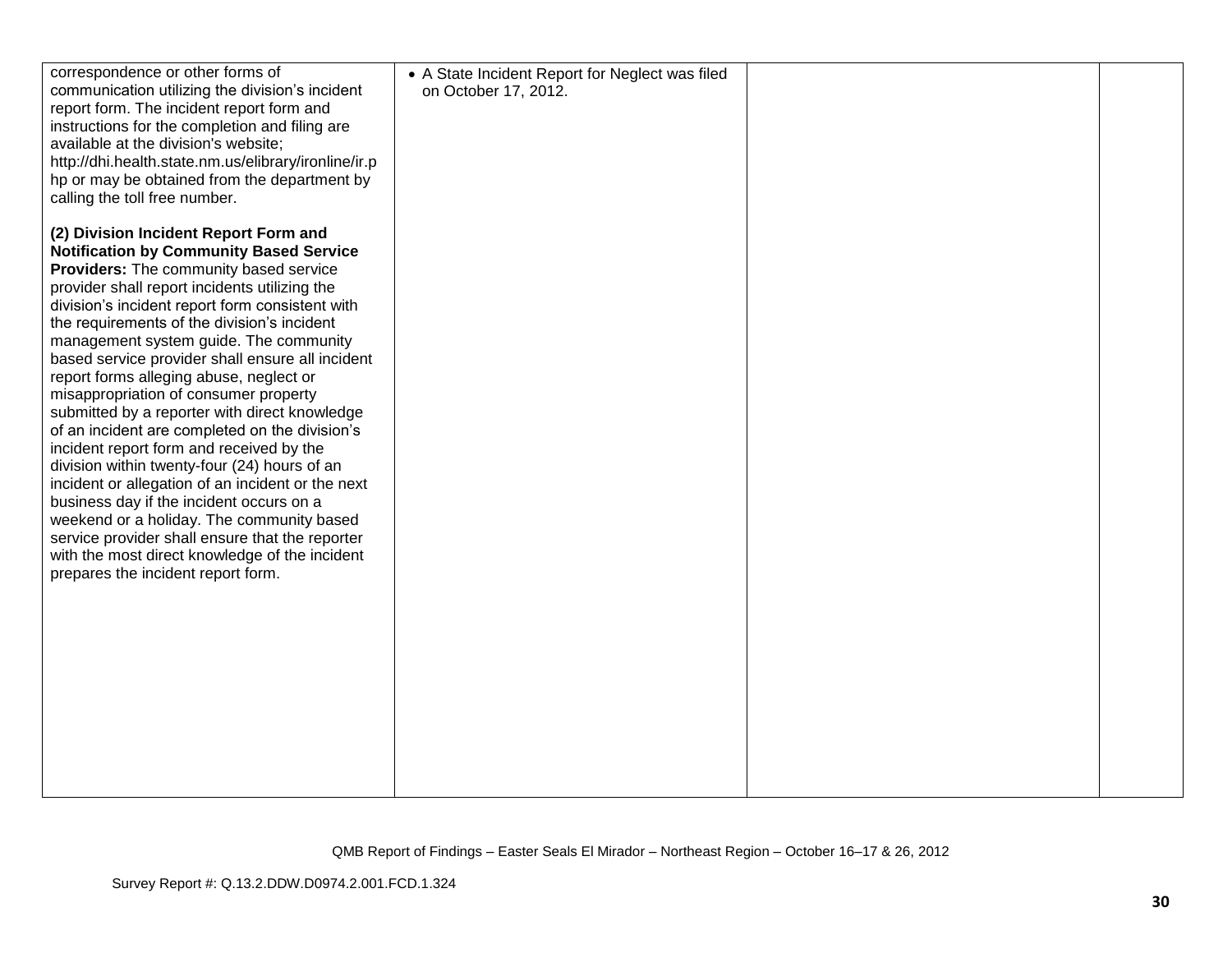| | | | |
|---|---|---|---|
| correspondence or other forms of communication utilizing the division's incident report form. The incident report form and instructions for the completion and filing are available at the division's website; http://dhi.health.state.nm.us/elibrary/ironline/ir.php or may be obtained from the department by calling the toll free number.<br><br>**(2) Division Incident Report Form and Notification by Community Based Service Providers:** The community based service provider shall report incidents utilizing the division's incident report form consistent with the requirements of the division's incident management system guide. The community based service provider shall ensure all incident report forms alleging abuse, neglect or misappropriation of consumer property submitted by a reporter with direct knowledge of an incident are completed on the division's incident report form and received by the division within twenty-four (24) hours of an incident or allegation of an incident or the next business day if the incident occurs on a weekend or a holiday. The community based service provider shall ensure that the reporter with the most direct knowledge of the incident prepares the incident report form. | • A State Incident Report for Neglect was filed on October 17, 2012. | | |

QMB Report of Findings – Easter Seals El Mirador – Northeast Region – October 16–17 & 26, 2012

Survey Report #: Q.13.2.DDW.D0974.2.001.FCD.1.324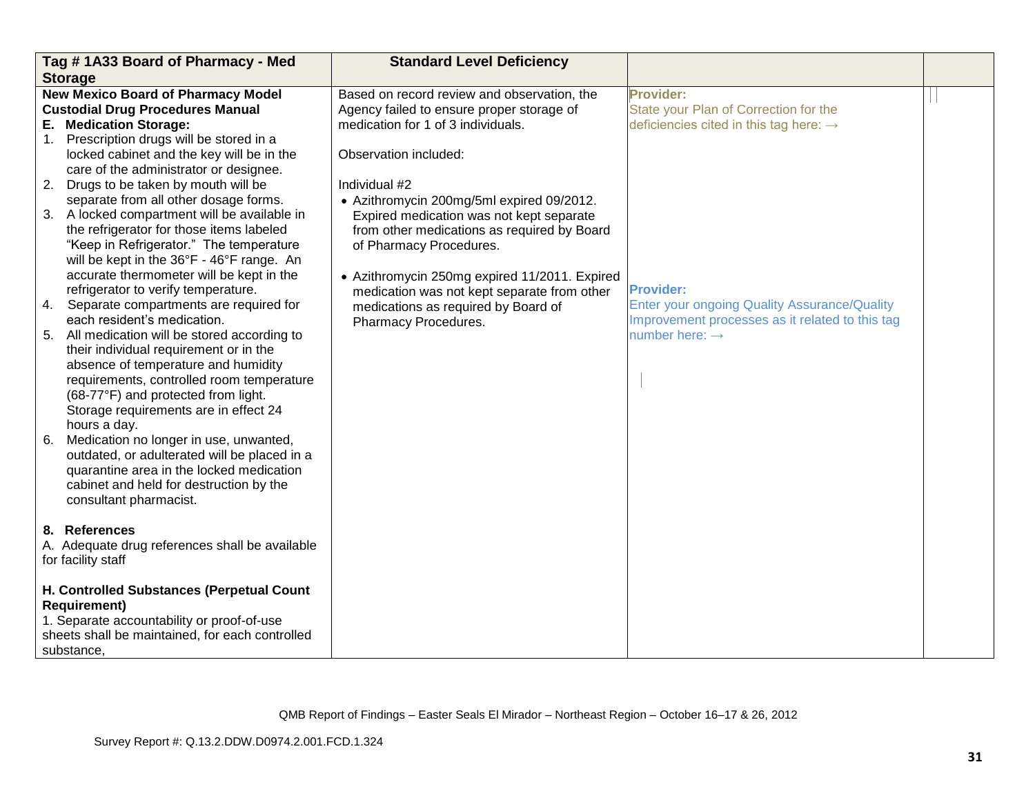| Tag # 1A33 Board of Pharmacy - Med Storage | Standard Level Deficiency | | |
|---|---|---|---|
| **New Mexico Board of Pharmacy Model Custodial Drug Procedures Manual**<br>**E. Medication Storage:**<br>1. Prescription drugs will be stored in a locked cabinet and the key will be in the care of the administrator or designee.<br>2. Drugs to be taken by mouth will be separate from all other dosage forms.<br>3. A locked compartment will be available in the refrigerator for those items labeled "Keep in Refrigerator." The temperature will be kept in the 36°F - 46°F range. An accurate thermometer will be kept in the refrigerator to verify temperature.<br>4. Separate compartments are required for each resident's medication.<br>5. All medication will be stored according to their individual requirement or in the absence of temperature and humidity requirements, controlled room temperature (68-77°F) and protected from light. Storage requirements are in effect 24 hours a day.<br>6. Medication no longer in use, unwanted, outdated, or adulterated will be placed in a quarantine area in the locked medication cabinet and held for destruction by the consultant pharmacist.<br><br>**8. References**<br>A. Adequate drug references shall be available for facility staff<br><br>**H. Controlled Substances (Perpetual Count Requirement)**<br>1. Separate accountability or proof-of-use sheets shall be maintained, for each controlled substance, | Based on record review and observation, the Agency failed to ensure proper storage of medication for 1 of 3 individuals.<br><br>Observation included:<br><br>Individual #2<br>• Azithromycin 200mg/5ml expired 09/2012. Expired medication was not kept separate from other medications as required by Board of Pharmacy Procedures.<br><br>• Azithromycin 250mg expired 11/2011. Expired medication was not kept separate from other medications as required by Board of Pharmacy Procedures. | **Provider:**<br>State your Plan of Correction for the deficiencies cited in this tag here: →<br><br>**Provider:**<br>Enter your ongoing Quality Assurance/Quality Improvement processes as it related to this tag number here: → | |

QMB Report of Findings – Easter Seals El Mirador – Northeast Region – October 16–17 & 26, 2012

Survey Report #: Q.13.2.DDW.D0974.2.001.FCD.1.324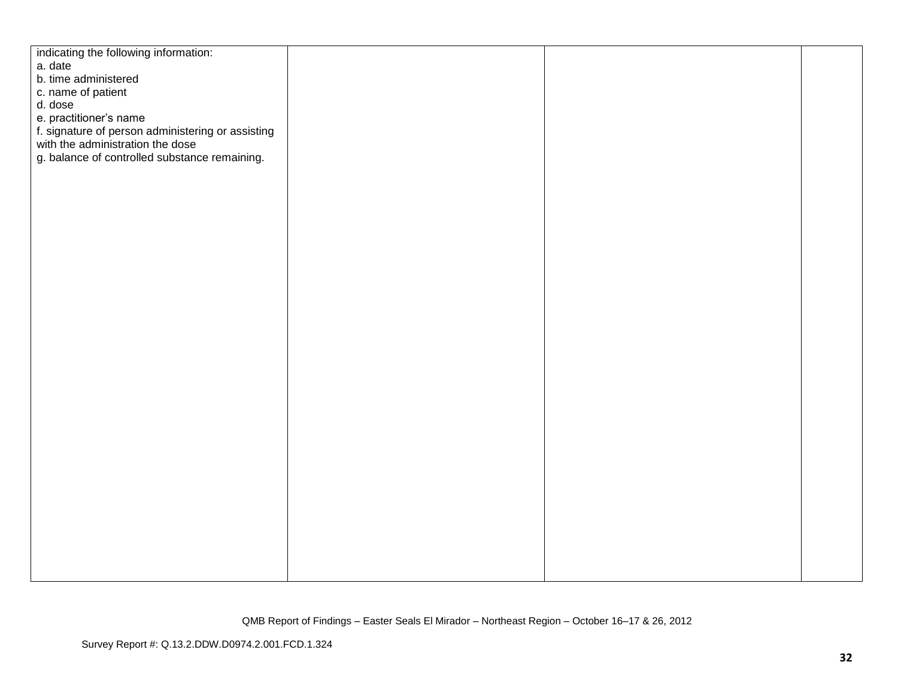| | | | |
|---|---|---|---|
| indicating the following information:<br>a. date<br>b. time administered<br>c. name of patient<br>d. dose<br>e. practitioner's name<br>f. signature of person administering or assisting with the administration the dose<br>g. balance of controlled substance remaining. | | | |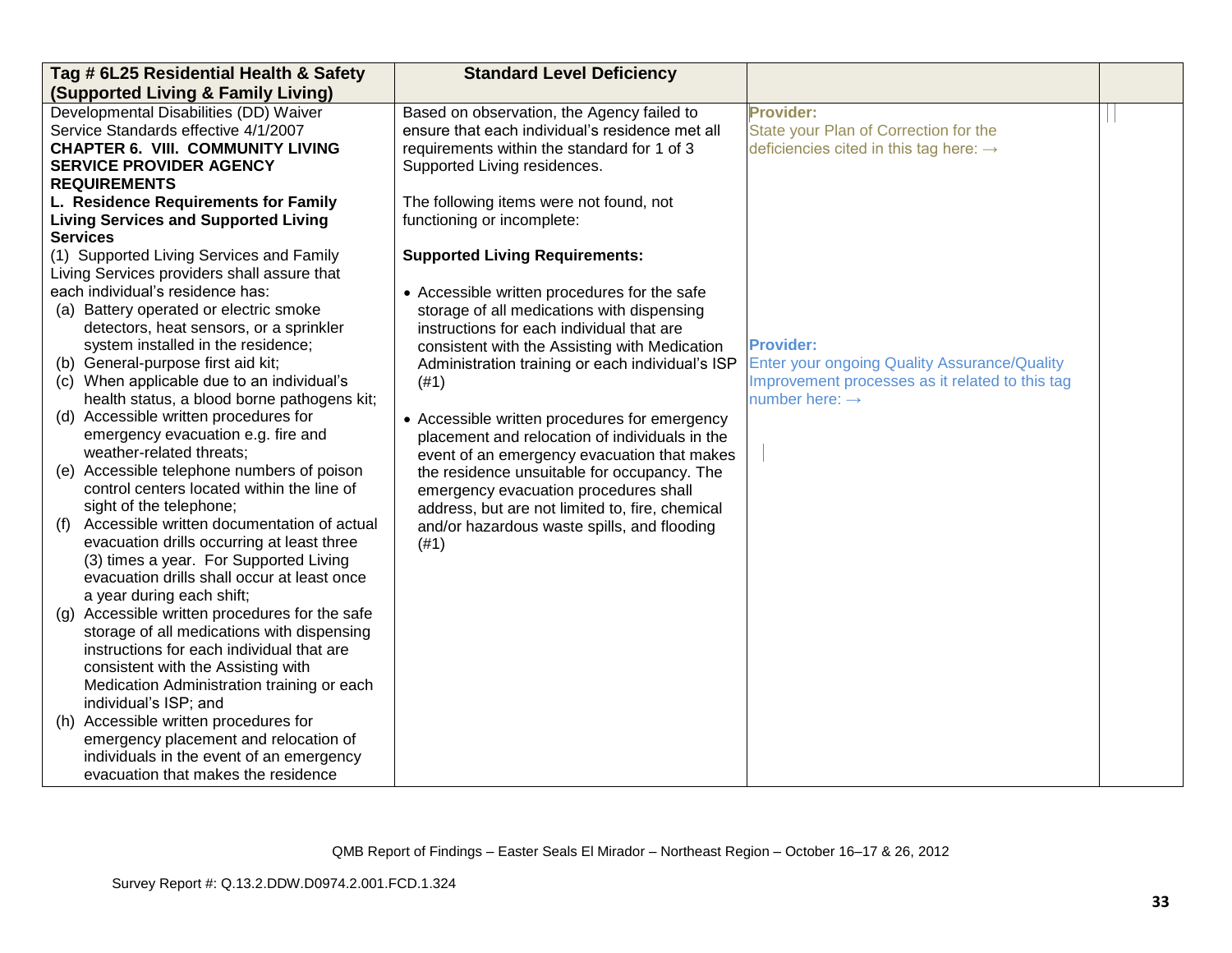| Tag # 6L25 Residential Health & Safety (Supported Living & Family Living) | Standard Level Deficiency | | |
|---|---|---|---|
| Developmental Disabilities (DD) Waiver Service Standards effective 4/1/2007<br>**CHAPTER 6. VIII. COMMUNITY LIVING SERVICE PROVIDER AGENCY REQUIREMENTS**<br>**L. Residence Requirements for Family Living Services and Supported Living Services**<br>(1) Supported Living Services and Family Living Services providers shall assure that each individual's residence has:<br>(a) Battery operated or electric smoke detectors, heat sensors, or a sprinkler system installed in the residence;<br>(b) General-purpose first aid kit;<br>(c) When applicable due to an individual's health status, a blood borne pathogens kit;<br>(d) Accessible written procedures for emergency evacuation e.g. fire and weather-related threats;<br>(e) Accessible telephone numbers of poison control centers located within the line of sight of the telephone;<br>(f) Accessible written documentation of actual evacuation drills occurring at least three (3) times a year. For Supported Living evacuation drills shall occur at least once a year during each shift;<br>(g) Accessible written procedures for the safe storage of all medications with dispensing instructions for each individual that are consistent with the Assisting with Medication Administration training or each individual's ISP; and<br>(h) Accessible written procedures for emergency placement and relocation of individuals in the event of an emergency evacuation that makes the residence | Based on observation, the Agency failed to ensure that each individual's residence met all requirements within the standard for 1 of 3 Supported Living residences.<br><br>The following items were not found, not functioning or incomplete:<br><br>**Supported Living Requirements:**<br><br>• Accessible written procedures for the safe storage of all medications with dispensing instructions for each individual that are consistent with the Assisting with Medication Administration training or each individual's ISP (#1)<br><br>• Accessible written procedures for emergency placement and relocation of individuals in the event of an emergency evacuation that makes the residence unsuitable for occupancy. The emergency evacuation procedures shall address, but are not limited to, fire, chemical and/or hazardous waste spills, and flooding (#1) | **Provider:**<br>State your Plan of Correction for the deficiencies cited in this tag here: →<br><br>**Provider:**<br>Enter your ongoing Quality Assurance/Quality Improvement processes as it related to this tag number here: → | |

QMB Report of Findings – Easter Seals El Mirador – Northeast Region – October 16–17 & 26, 2012

Survey Report #: Q.13.2.DDW.D0974.2.001.FCD.1.324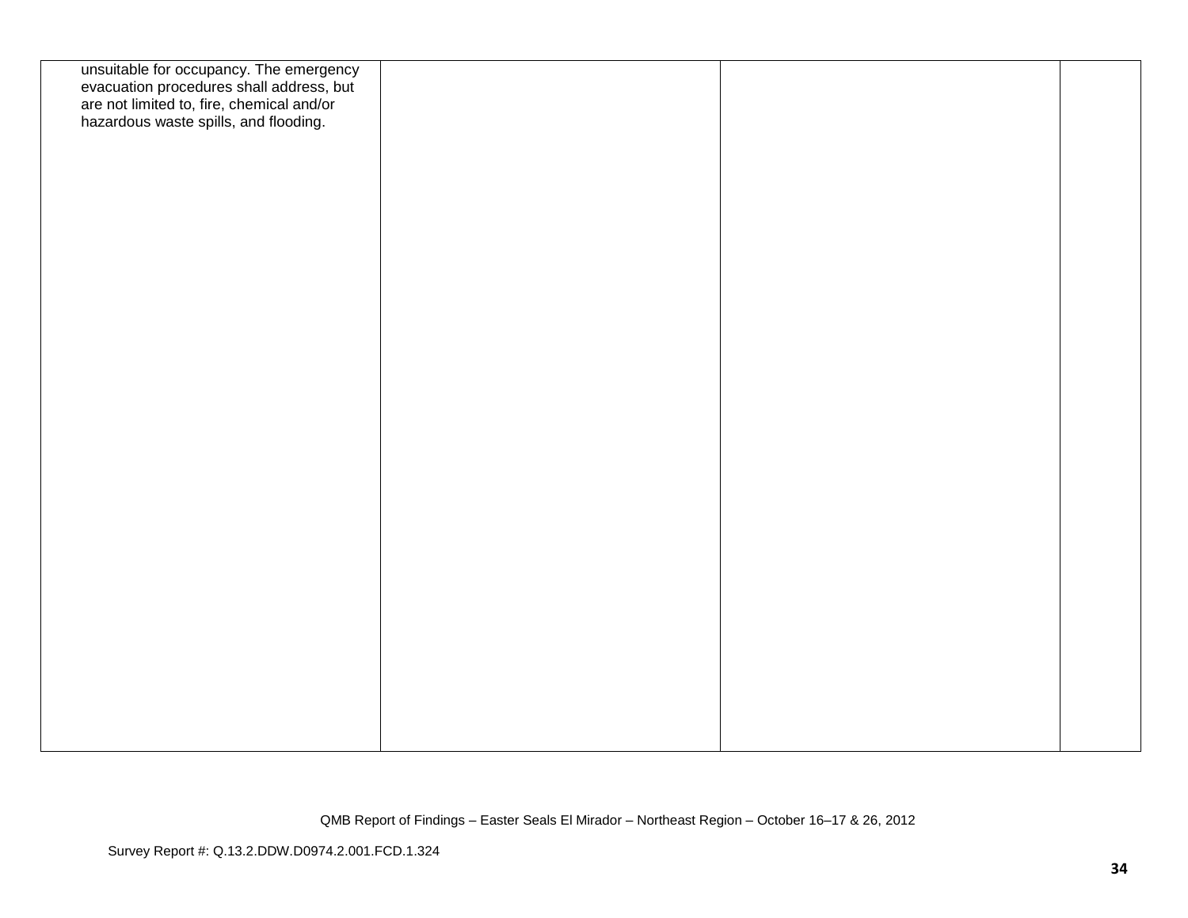| | | | |
|---|---|---|---|
| unsuitable for occupancy. The emergency evacuation procedures shall address, but are not limited to, fire, chemical and/or hazardous waste spills, and flooding. | | | |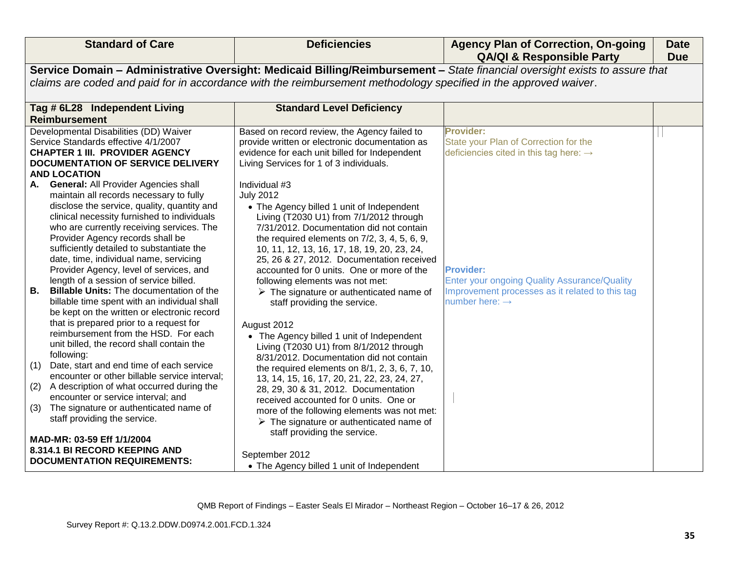| Standard of Care | Deficiencies | Agency Plan of Correction, On-going QA/QI & Responsible Party | Date Due |
|---|---|---|---|
| **Service Domain – Administrative Oversight: Medicaid Billing/Reimbursement –** *State financial oversight exists to assure that claims are coded and paid for in accordance with the reimbursement methodology specified in the approved waiver.* | | | |
| **Tag # 6L28 Independent Living Reimbursement** | **Standard Level Deficiency** | | |
| Developmental Disabilities (DD) Waiver Service Standards effective 4/1/2007<br>**CHAPTER 1 III. PROVIDER AGENCY DOCUMENTATION OF SERVICE DELIVERY AND LOCATION**<br>**A. General:** All Provider Agencies shall maintain all records necessary to fully disclose the service, quality, quantity and clinical necessity furnished to individuals who are currently receiving services. The Provider Agency records shall be sufficiently detailed to substantiate the date, time, individual name, servicing Provider Agency, level of services, and length of a session of service billed.<br>**B. Billable Units:** The documentation of the billable time spent with an individual shall be kept on the written or electronic record that is prepared prior to a request for reimbursement from the HSD. For each unit billed, the record shall contain the following:<br>(1) Date, start and end time of each service encounter or other billable service interval;<br>(2) A description of what occurred during the encounter or service interval; and<br>(3) The signature or authenticated name of staff providing the service.<br><br>**MAD-MR: 03-59 Eff 1/1/2004**<br>**8.314.1 BI RECORD KEEPING AND DOCUMENTATION REQUIREMENTS:** | Based on record review, the Agency failed to provide written or electronic documentation as evidence for each unit billed for Independent Living Services for 1 of 3 individuals.<br><br>Individual #3<br>July 2012<br>• The Agency billed 1 unit of Independent Living (T2030 U1) from 7/1/2012 through 7/31/2012. Documentation did not contain the required elements on 7/2, 3, 4, 5, 6, 9, 10, 11, 12, 13, 16, 17, 18, 19, 20, 23, 24, 25, 26 & 27, 2012. Documentation received accounted for 0 units. One or more of the following elements was not met:<br>➢ The signature or authenticated name of staff providing the service.<br><br>August 2012<br>• The Agency billed 1 unit of Independent Living (T2030 U1) from 8/1/2012 through 8/31/2012. Documentation did not contain the required elements on 8/1, 2, 3, 6, 7, 10, 13, 14, 15, 16, 17, 20, 21, 22, 23, 24, 27, 28, 29, 30 & 31, 2012. Documentation received accounted for 0 units. One or more of the following elements was not met:<br>➢ The signature or authenticated name of staff providing the service.<br><br>September 2012<br>• The Agency billed 1 unit of Independent | **Provider:**<br>State your Plan of Correction for the deficiencies cited in this tag here: →<br><br>**Provider:**<br>Enter your ongoing Quality Assurance/Quality Improvement processes as it related to this tag number here: → | |

QMB Report of Findings – Easter Seals El Mirador – Northeast Region – October 16–17 & 26, 2012

Survey Report #: Q.13.2.DDW.D0974.2.001.FCD.1.324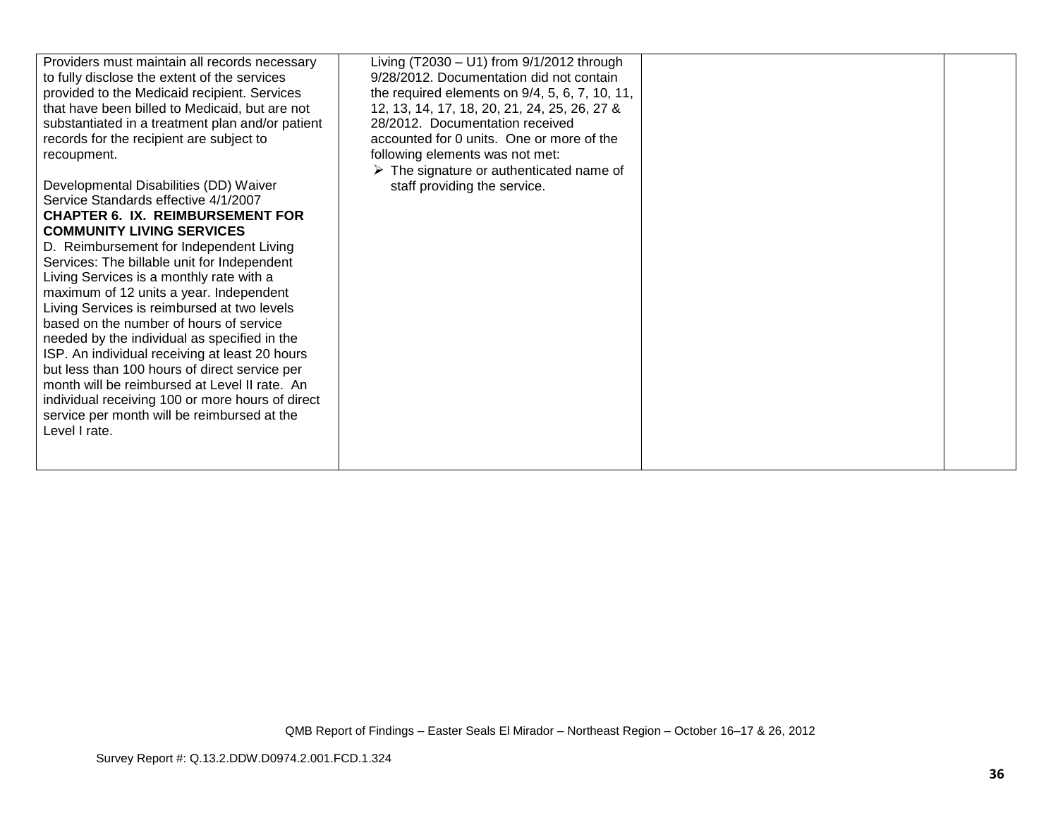| | | | |
|---|---|---|---|
| Providers must maintain all records necessary to fully disclose the extent of the services provided to the Medicaid recipient. Services that have been billed to Medicaid, but are not substantiated in a treatment plan and/or patient records for the recipient are subject to recoupment.<br><br>Developmental Disabilities (DD) Waiver Service Standards effective 4/1/2007<br>**CHAPTER 6. IX. REIMBURSEMENT FOR COMMUNITY LIVING SERVICES**<br>D. Reimbursement for Independent Living Services: The billable unit for Independent Living Services is a monthly rate with a maximum of 12 units a year. Independent Living Services is reimbursed at two levels based on the number of hours of service needed by the individual as specified in the ISP. An individual receiving at least 20 hours but less than 100 hours of direct service per month will be reimbursed at Level II rate. An individual receiving 100 or more hours of direct service per month will be reimbursed at the Level I rate. | Living (T2030 – U1) from 9/1/2012 through 9/28/2012. Documentation did not contain the required elements on 9/4, 5, 6, 7, 10, 11, 12, 13, 14, 17, 18, 20, 21, 24, 25, 26, 27 & 28/2012. Documentation received accounted for 0 units. One or more of the following elements was not met:<br>➢ The signature or authenticated name of staff providing the service. | | |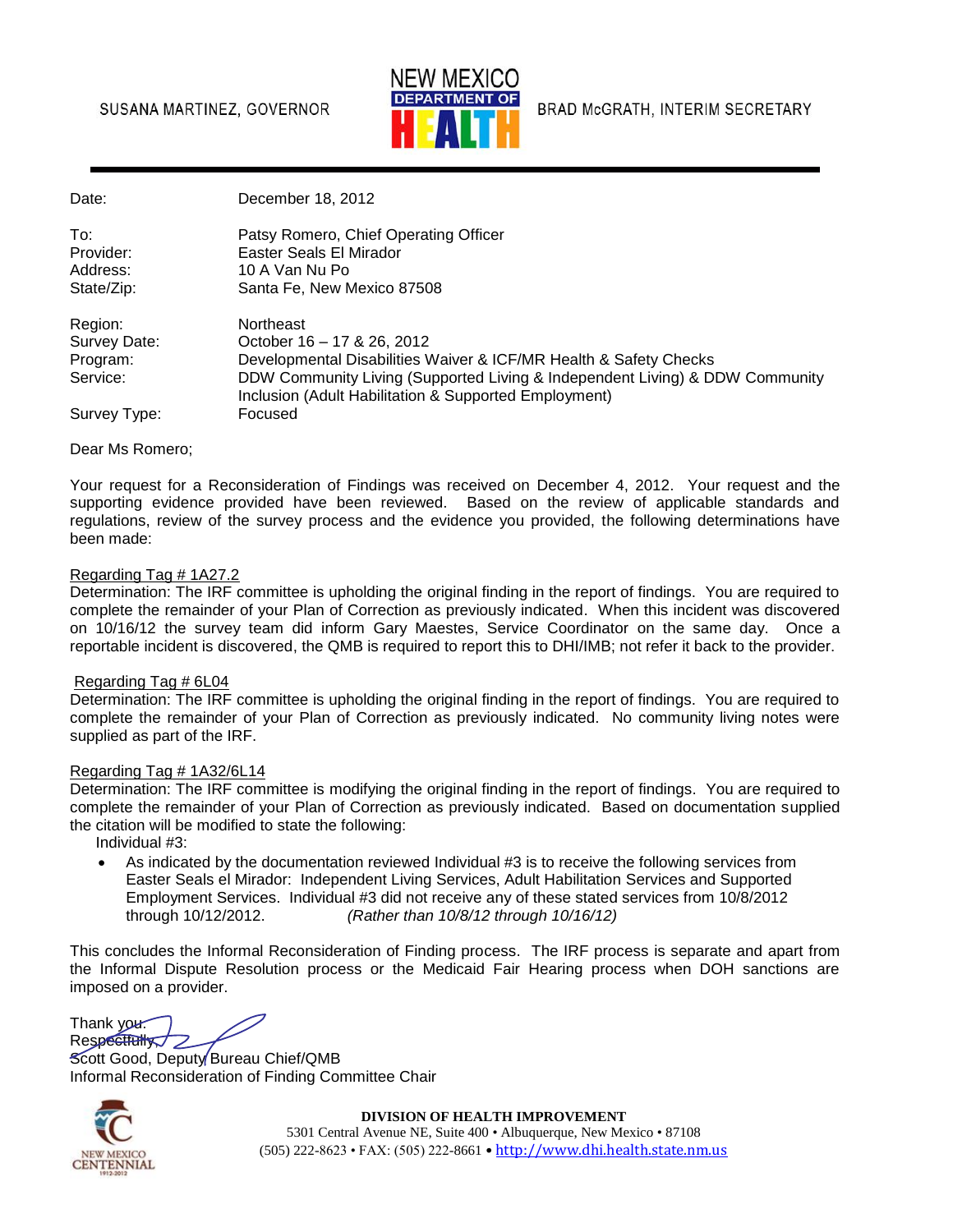SUSANA MARTINEZ, GOVERNOR

NEW MEXICO DEPARTMENT OF HEALTH

BRAD McGRATH, INTERIM SECRETARY

---

| | |
|---|---|
| Date: | December 18, 2012 |
| To: | Patsy Romero, Chief Operating Officer |
| Provider: | Easter Seals El Mirador |
| Address: | 10 A Van Nu Po |
| State/Zip: | Santa Fe, New Mexico 87508 |
| Region: | Northeast |
| Survey Date: | October 16 – 17 & 26, 2012 |
| Program: | Developmental Disabilities Waiver & ICF/MR Health & Safety Checks |
| Service: | DDW Community Living (Supported Living & Independent Living) & DDW Community Inclusion (Adult Habilitation & Supported Employment) |
| Survey Type: | Focused |

Dear Ms Romero;

Your request for a Reconsideration of Findings was received on December 4, 2012. Your request and the supporting evidence provided have been reviewed. Based on the review of applicable standards and regulations, review of the survey process and the evidence you provided, the following determinations have been made:

Regarding Tag # 1A27.2

Determination: The IRF committee is upholding the original finding in the report of findings. You are required to complete the remainder of your Plan of Correction as previously indicated. When this incident was discovered on 10/16/12 the survey team did inform Gary Maestes, Service Coordinator on the same day. Once a reportable incident is discovered, the QMB is required to report this to DHI/IMB; not refer it back to the provider.

Regarding Tag # 6L04

Determination: The IRF committee is upholding the original finding in the report of findings. You are required to complete the remainder of your Plan of Correction as previously indicated. No community living notes were supplied as part of the IRF.

Regarding Tag # 1A32/6L14

Determination: The IRF committee is modifying the original finding in the report of findings. You are required to complete the remainder of your Plan of Correction as previously indicated. Based on documentation supplied the citation will be modified to state the following:

Individual #3:

- As indicated by the documentation reviewed Individual #3 is to receive the following services from Easter Seals el Mirador: Independent Living Services, Adult Habilitation Services and Supported Employment Services. Individual #3 did not receive any of these stated services from 10/8/2012 through 10/12/2012. *(Rather than 10/8/12 through 10/16/12)*

This concludes the Informal Reconsideration of Finding process. The IRF process is separate and apart from the Informal Dispute Resolution process or the Medicaid Fair Hearing process when DOH sanctions are imposed on a provider.

Thank you.

Respectfully,

Scott Good, Deputy Bureau Chief/QMB

Informal Reconsideration of Finding Committee Chair

NEW MEXICO CENTENNIAL 1912-2012

**DIVISION OF HEALTH IMPROVEMENT**

5301 Central Avenue NE, Suite 400 • Albuquerque, New Mexico • 87108

(505) 222-8623 • FAX: (505) 222-8661 • http://www.dhi.health.state.nm.us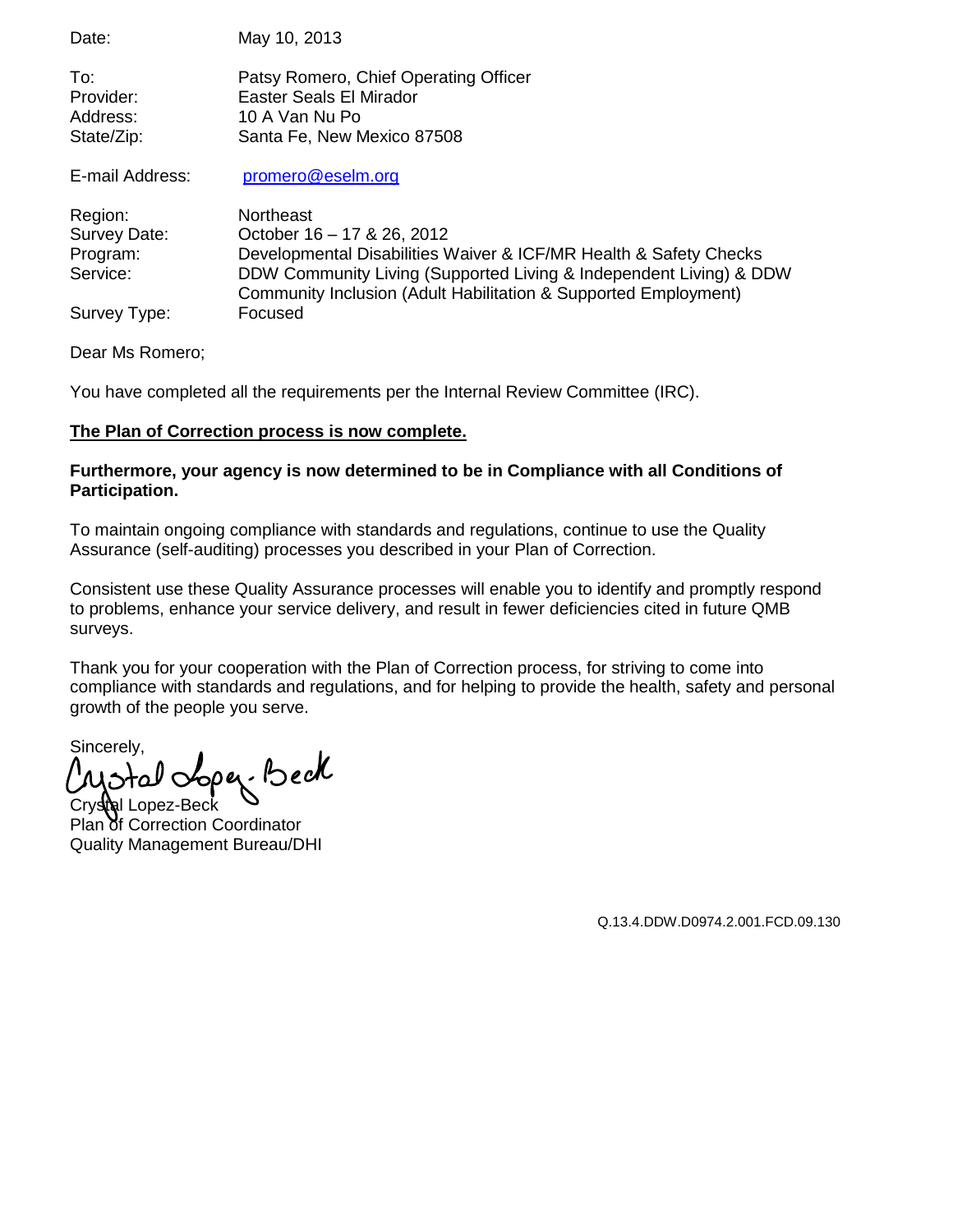| | |
|---|---|
| Date: | May 10, 2013 |
| To: | Patsy Romero, Chief Operating Officer |
| Provider: | Easter Seals El Mirador |
| Address: | 10 A Van Nu Po |
| State/Zip: | Santa Fe, New Mexico 87508 |
| E-mail Address: | promero@eselm.org |
| Region: | Northeast |
| Survey Date: | October 16 – 17 & 26, 2012 |
| Program: | Developmental Disabilities Waiver & ICF/MR Health & Safety Checks |
| Service: | DDW Community Living (Supported Living & Independent Living) & DDW Community Inclusion (Adult Habilitation & Supported Employment) |
| Survey Type: | Focused |

Dear Ms Romero;

You have completed all the requirements per the Internal Review Committee (IRC).

**The Plan of Correction process is now complete.**

**Furthermore, your agency is now determined to be in Compliance with all Conditions of Participation.**

To maintain ongoing compliance with standards and regulations, continue to use the Quality Assurance (self-auditing) processes you described in your Plan of Correction.

Consistent use these Quality Assurance processes will enable you to identify and promptly respond to problems, enhance your service delivery, and result in fewer deficiencies cited in future QMB surveys.

Thank you for your cooperation with the Plan of Correction process, for striving to come into compliance with standards and regulations, and for helping to provide the health, safety and personal growth of the people you serve.

Sincerely,

Crystal Lopez-Beck
Crystal Lopez-Beck
Plan of Correction Coordinator
Quality Management Bureau/DHI

Q.13.4.DDW.D0974.2.001.FCD.09.130